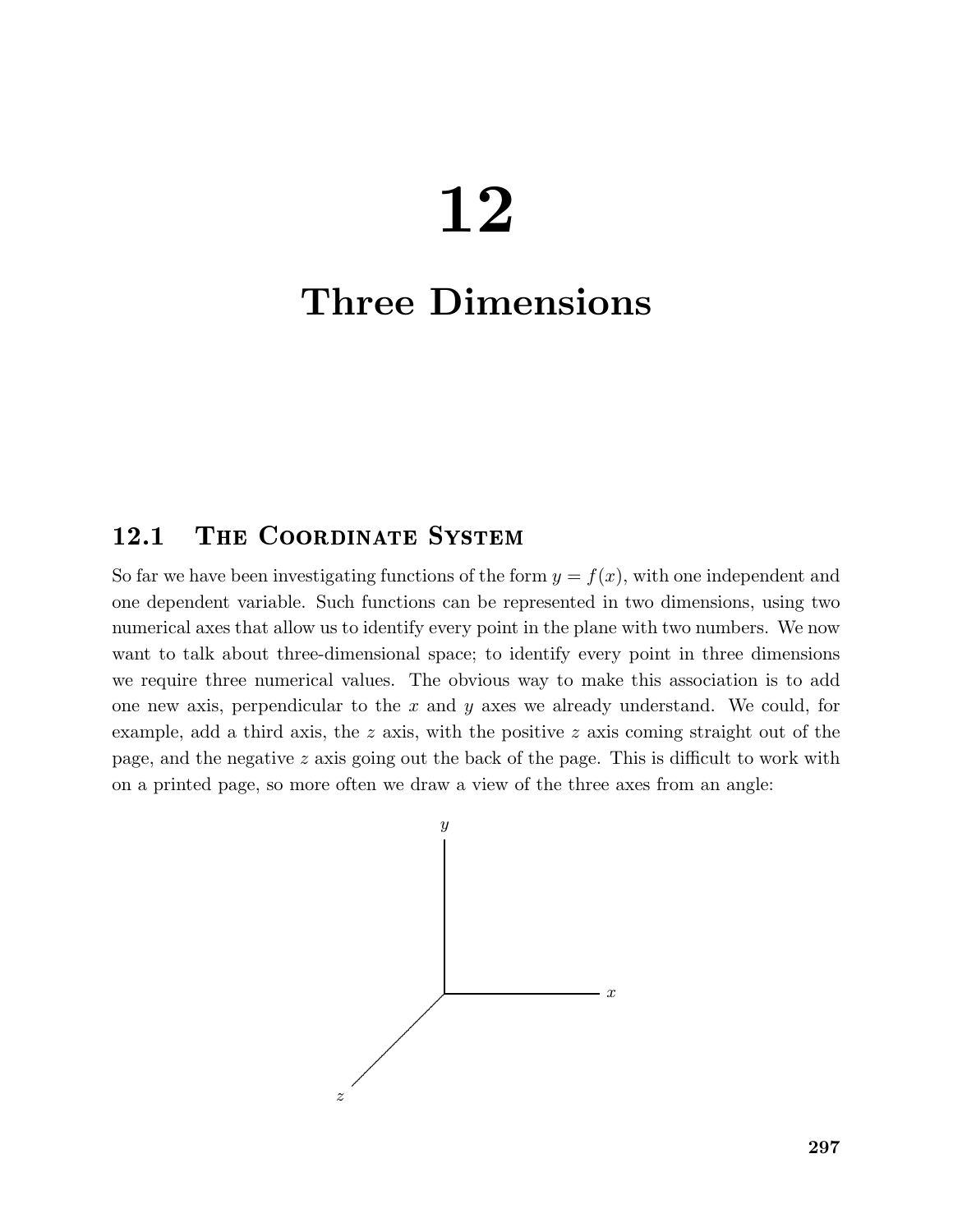# 12

# Three Dimensions

## 12.1 The Coordinate System

So far we have been investigating functions of the form $y = f(x)$, with one independent and one dependent variable. Such functions can be represented in two dimensions, using two numerical axes that allow us to identify every point in the plane with two numbers. We now want to talk about three-dimensional space; to identify every point in three dimensions we require three numerical values. The obvious way to make this association is to add one new axis, perpendicular to the $x$ and $y$ axes we already understand. We could, for example, add a third axis, the $z$ axis, with the positive $z$ axis coming straight out of the page, and the negative $z$ axis going out the back of the page. This is difficult to work with on a printed page, so more often we draw a view of the three axes from an angle: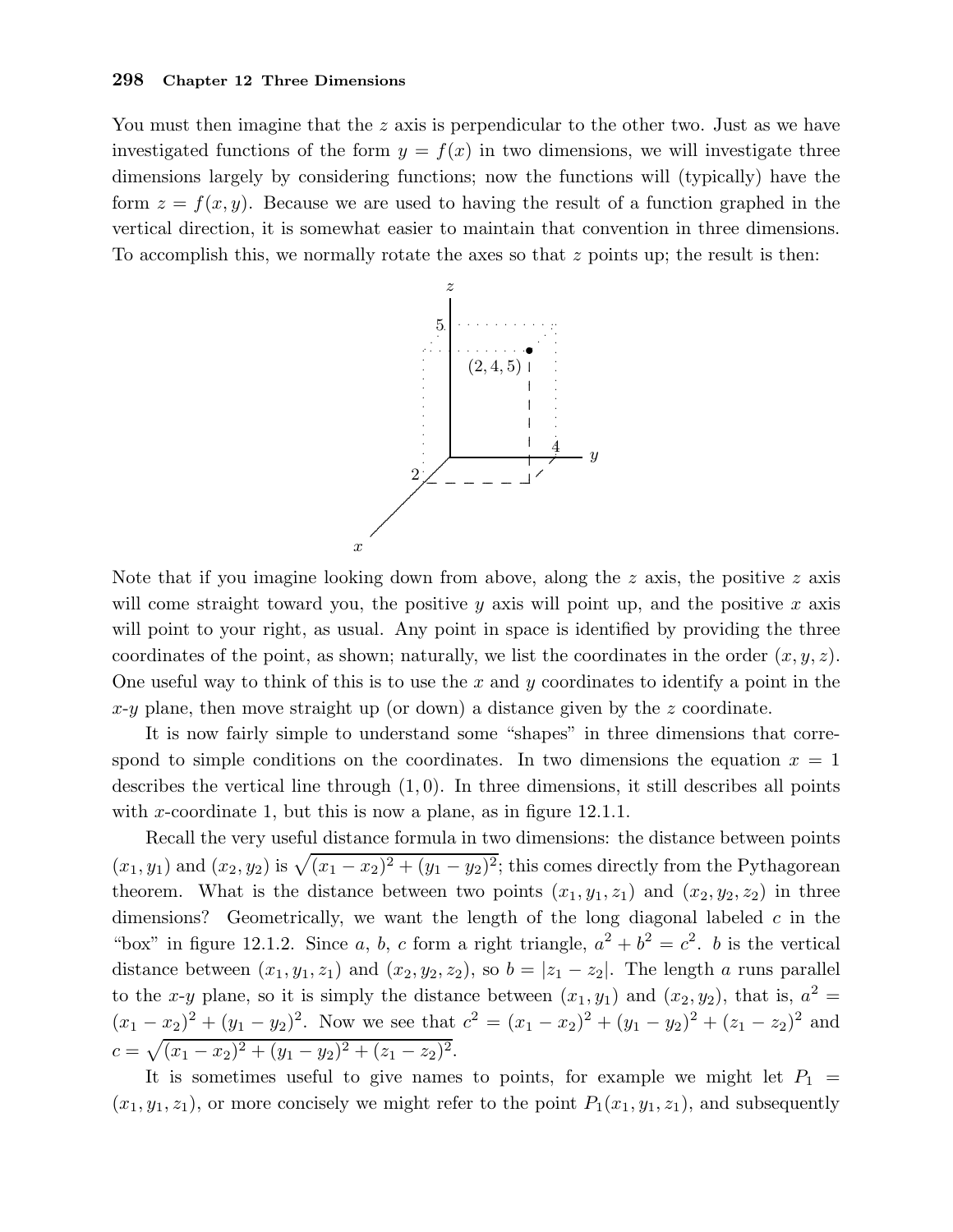You must then imagine that the $z$ axis is perpendicular to the other two. Just as we have investigated functions of the form $y = f(x)$ in two dimensions, we will investigate three dimensions largely by considering functions; now the functions will (typically) have the form $z = f(x, y)$. Because we are used to having the result of a function graphed in the vertical direction, it is somewhat easier to maintain that convention in three dimensions. To accomplish this, we normally rotate the axes so that $z$ points up; the result is then:

Note that if you imagine looking down from above, along the $z$ axis, the positive $z$ axis will come straight toward you, the positive $y$ axis will point up, and the positive $x$ axis will point to your right, as usual. Any point in space is identified by providing the three coordinates of the point, as shown; naturally, we list the coordinates in the order $(x, y, z)$. One useful way to think of this is to use the $x$ and $y$ coordinates to identify a point in the $x$-$y$ plane, then move straight up (or down) a distance given by the $z$ coordinate.

It is now fairly simple to understand some "shapes" in three dimensions that correspond to simple conditions on the coordinates. In two dimensions the equation $x = 1$ describes the vertical line through $(1, 0)$. In three dimensions, it still describes all points with $x$-coordinate 1, but this is now a plane, as in figure 12.1.1.

Recall the very useful distance formula in two dimensions: the distance between points $(x_1, y_1)$ and $(x_2, y_2)$ is $\sqrt{(x_1 - x_2)^2 + (y_1 - y_2)^2}$; this comes directly from the Pythagorean theorem. What is the distance between two points $(x_1, y_1, z_1)$ and $(x_2, y_2, z_2)$ in three dimensions? Geometrically, we want the length of the long diagonal labeled $c$ in the "box" in figure 12.1.2. Since $a$, $b$, $c$ form a right triangle, $a^2 + b^2 = c^2$. $b$ is the vertical distance between $(x_1, y_1, z_1)$ and $(x_2, y_2, z_2)$, so $b = |z_1 - z_2|$. The length $a$ runs parallel to the $x$-$y$ plane, so it is simply the distance between $(x_1, y_1)$ and $(x_2, y_2)$, that is, $a^2 = (x_1 - x_2)^2 + (y_1 - y_2)^2$. Now we see that $c^2 = (x_1 - x_2)^2 + (y_1 - y_2)^2 + (z_1 - z_2)^2$ and $c = \sqrt{(x_1 - x_2)^2 + (y_1 - y_2)^2 + (z_1 - z_2)^2}$.

It is sometimes useful to give names to points, for example we might let $P_1 = (x_1, y_1, z_1)$, or more concisely we might refer to the point $P_1(x_1, y_1, z_1)$, and subsequently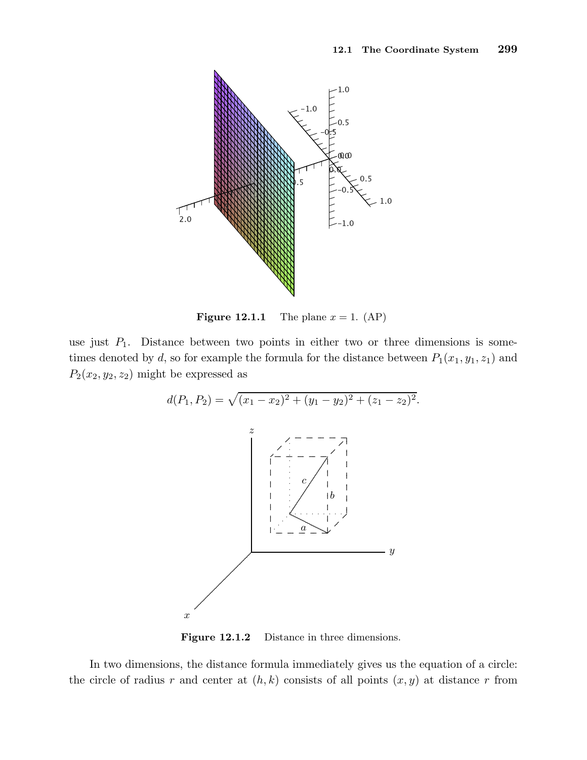**Figure 12.1.1** The plane $x = 1$. (AP)

use just $P_1$. Distance between two points in either two or three dimensions is sometimes denoted by $d$, so for example the formula for the distance between $P_1(x_1, y_1, z_1)$ and $P_2(x_2, y_2, z_2)$ might be expressed as

$$d(P_1, P_2) = \sqrt{(x_1 - x_2)^2 + (y_1 - y_2)^2 + (z_1 - z_2)^2}.$$

**Figure 12.1.2** Distance in three dimensions.

In two dimensions, the distance formula immediately gives us the equation of a circle: the circle of radius $r$ and center at $(h, k)$ consists of all points $(x, y)$ at distance $r$ from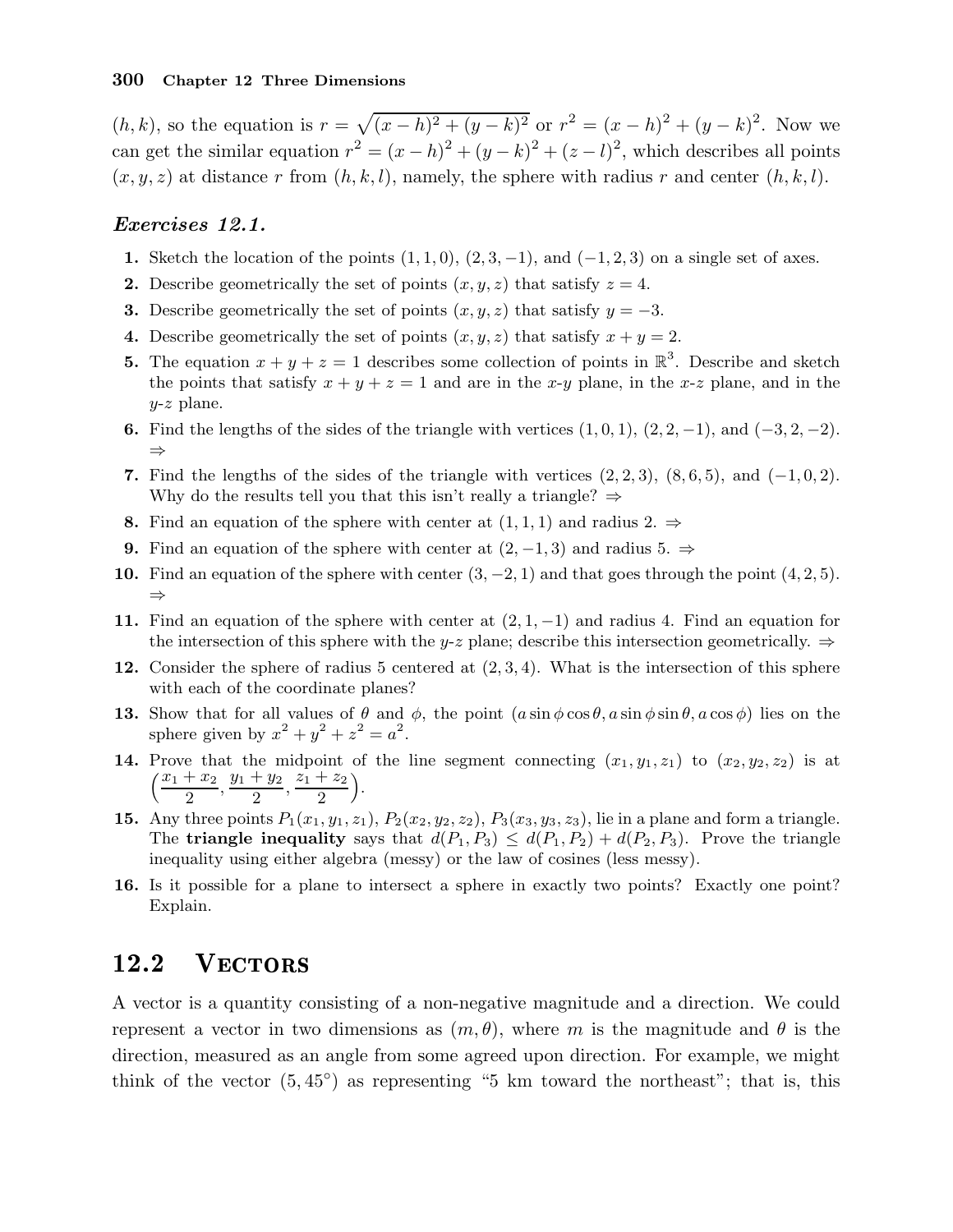$(h,k)$, so the equation is $r = \sqrt{(x-h)^2 + (y-k)^2}$ or $r^2 = (x-h)^2 + (y-k)^2$. Now we can get the similar equation $r^2 = (x-h)^2 + (y-k)^2 + (z-l)^2$, which describes all points $(x,y,z)$ at distance $r$ from $(h,k,l)$, namely, the sphere with radius $r$ and center $(h,k,l)$.

### *Exercises 12.1.*

1. Sketch the location of the points $(1,1,0)$, $(2,3,-1)$, and $(-1,2,3)$ on a single set of axes.
2. Describe geometrically the set of points $(x,y,z)$ that satisfy $z = 4$.
3. Describe geometrically the set of points $(x,y,z)$ that satisfy $y = -3$.
4. Describe geometrically the set of points $(x,y,z)$ that satisfy $x + y = 2$.
5. The equation $x + y + z = 1$ describes some collection of points in $\mathbb{R}^3$. Describe and sketch the points that satisfy $x + y + z = 1$ and are in the $x$-$y$ plane, in the $x$-$z$ plane, and in the $y$-$z$ plane.
6. Find the lengths of the sides of the triangle with vertices $(1,0,1)$, $(2,2,-1)$, and $(-3,2,-2)$. $\Rightarrow$
7. Find the lengths of the sides of the triangle with vertices $(2,2,3)$, $(8,6,5)$, and $(-1,0,2)$. Why do the results tell you that this isn't really a triangle? $\Rightarrow$
8. Find an equation of the sphere with center at $(1,1,1)$ and radius 2. $\Rightarrow$
9. Find an equation of the sphere with center at $(2,-1,3)$ and radius 5. $\Rightarrow$
10. Find an equation of the sphere with center $(3,-2,1)$ and that goes through the point $(4,2,5)$. $\Rightarrow$
11. Find an equation of the sphere with center at $(2,1,-1)$ and radius 4. Find an equation for the intersection of this sphere with the $y$-$z$ plane; describe this intersection geometrically. $\Rightarrow$
12. Consider the sphere of radius 5 centered at $(2,3,4)$. What is the intersection of this sphere with each of the coordinate planes?
13. Show that for all values of $\theta$ and $\phi$, the point $(a\sin\phi\cos\theta, a\sin\phi\sin\theta, a\cos\phi)$ lies on the sphere given by $x^2 + y^2 + z^2 = a^2$.
14. Prove that the midpoint of the line segment connecting $(x_1,y_1,z_1)$ to $(x_2,y_2,z_2)$ is at $\left(\frac{x_1+x_2}{2}, \frac{y_1+y_2}{2}, \frac{z_1+z_2}{2}\right)$.
15. Any three points $P_1(x_1,y_1,z_1)$, $P_2(x_2,y_2,z_2)$, $P_3(x_3,y_3,z_3)$, lie in a plane and form a triangle. The **triangle inequality** says that $d(P_1,P_3) \le d(P_1,P_2) + d(P_2,P_3)$. Prove the triangle inequality using either algebra (messy) or the law of cosines (less messy).
16. Is it possible for a plane to intersect a sphere in exactly two points? Exactly one point? Explain.

## 12.2 Vectors

A vector is a quantity consisting of a non-negative magnitude and a direction. We could represent a vector in two dimensions as $(m,\theta)$, where $m$ is the magnitude and $\theta$ is the direction, measured as an angle from some agreed upon direction. For example, we might think of the vector $(5, 45^\circ)$ as representing "5 km toward the northeast"; that is, this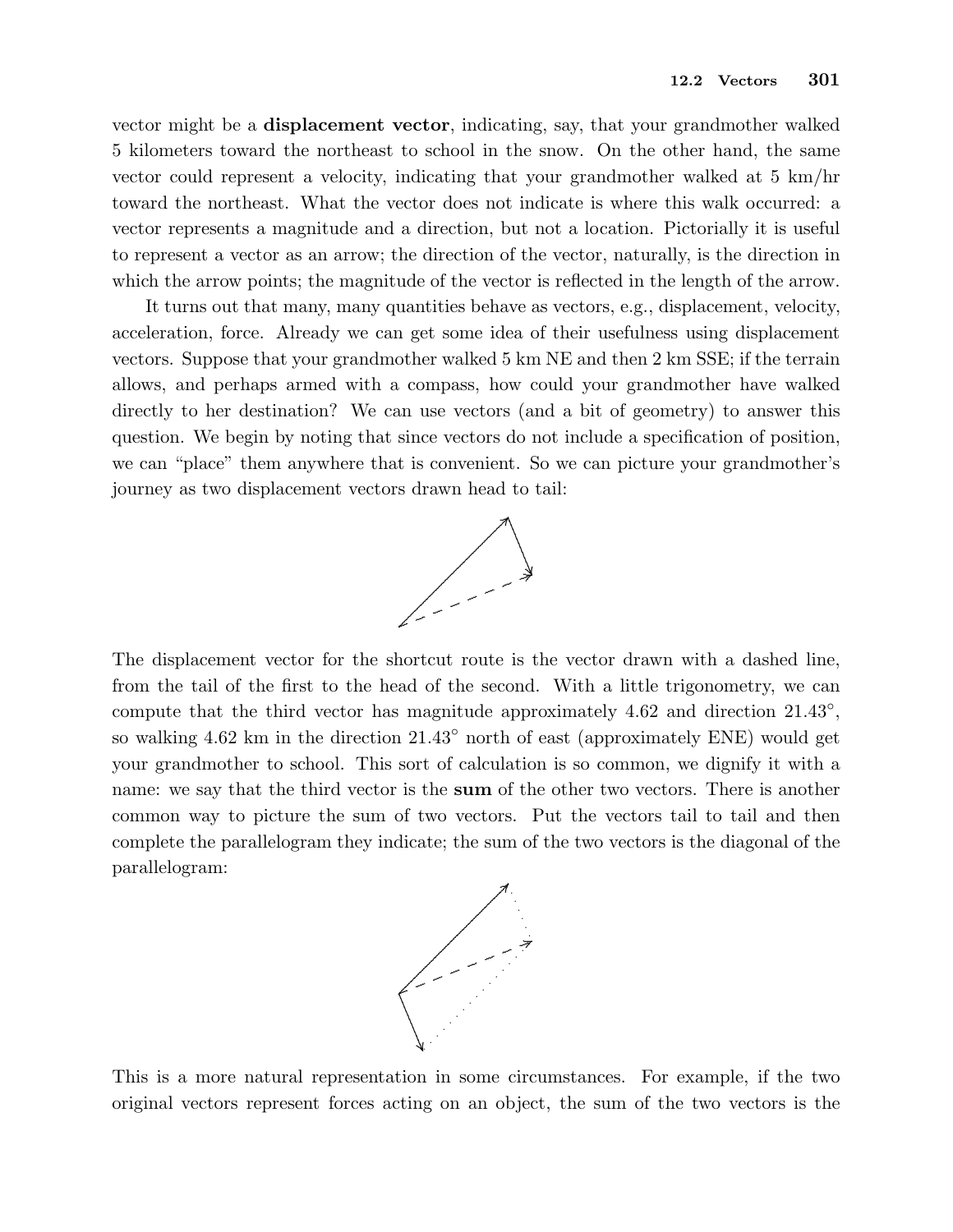vector might be a **displacement vector**, indicating, say, that your grandmother walked 5 kilometers toward the northeast to school in the snow. On the other hand, the same vector could represent a velocity, indicating that your grandmother walked at 5 km/hr toward the northeast. What the vector does not indicate is where this walk occurred: a vector represents a magnitude and a direction, but not a location. Pictorially it is useful to represent a vector as an arrow; the direction of the vector, naturally, is the direction in which the arrow points; the magnitude of the vector is reflected in the length of the arrow.

It turns out that many, many quantities behave as vectors, e.g., displacement, velocity, acceleration, force. Already we can get some idea of their usefulness using displacement vectors. Suppose that your grandmother walked 5 km NE and then 2 km SSE; if the terrain allows, and perhaps armed with a compass, how could your grandmother have walked directly to her destination? We can use vectors (and a bit of geometry) to answer this question. We begin by noting that since vectors do not include a specification of position, we can "place" them anywhere that is convenient. So we can picture your grandmother's journey as two displacement vectors drawn head to tail:

The displacement vector for the shortcut route is the vector drawn with a dashed line, from the tail of the first to the head of the second. With a little trigonometry, we can compute that the third vector has magnitude approximately 4.62 and direction $21.43^\circ$, so walking 4.62 km in the direction $21.43^\circ$ north of east (approximately ENE) would get your grandmother to school. This sort of calculation is so common, we dignify it with a name: we say that the third vector is the **sum** of the other two vectors. There is another common way to picture the sum of two vectors. Put the vectors tail to tail and then complete the parallelogram they indicate; the sum of the two vectors is the diagonal of the parallelogram:

This is a more natural representation in some circumstances. For example, if the two original vectors represent forces acting on an object, the sum of the two vectors is the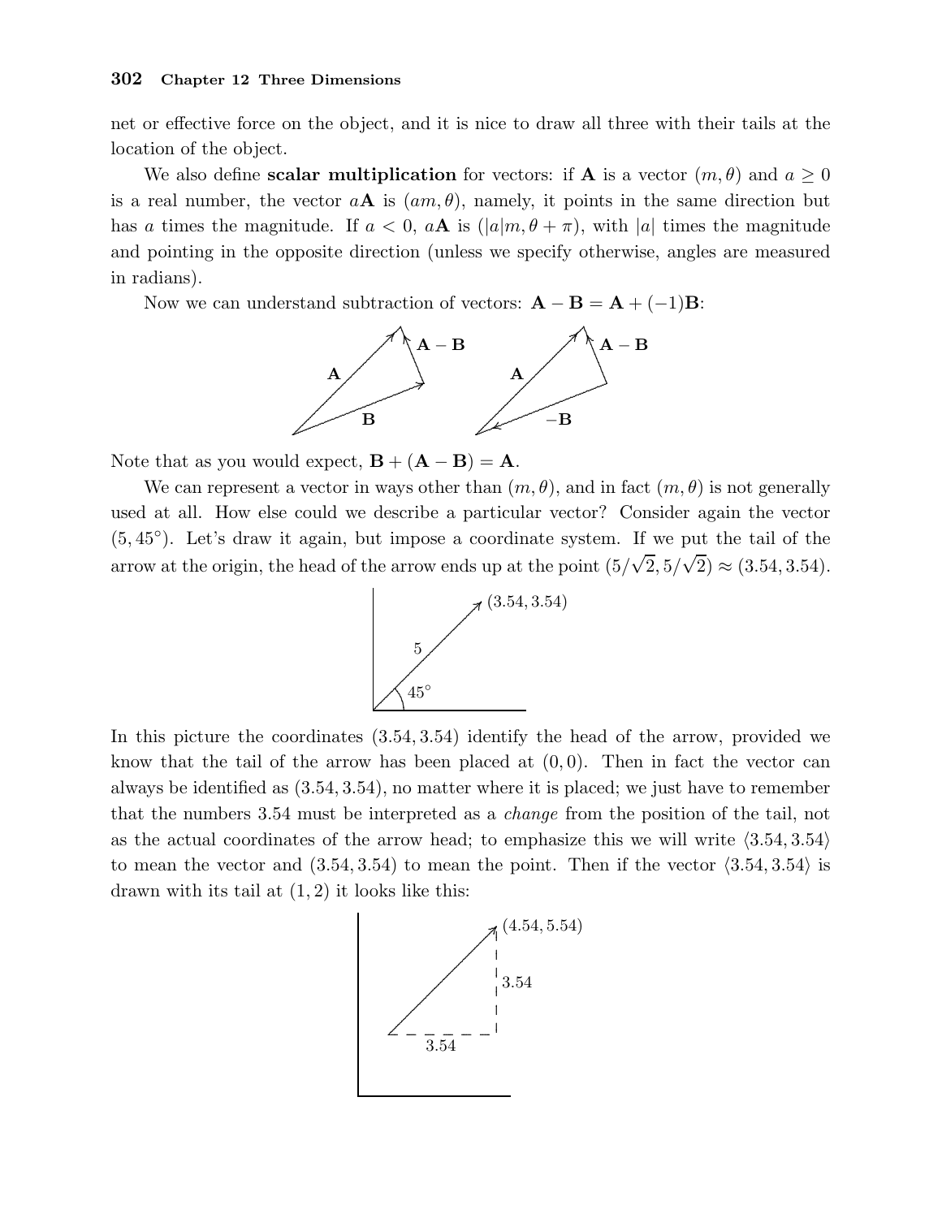net or effective force on the object, and it is nice to draw all three with their tails at the location of the object.

We also define **scalar multiplication** for vectors: if $\mathbf{A}$ is a vector $(m, \theta)$ and $a \geq 0$ is a real number, the vector $a\mathbf{A}$ is $(am, \theta)$, namely, it points in the same direction but has $a$ times the magnitude. If $a < 0$, $a\mathbf{A}$ is $(|a|m, \theta + \pi)$, with $|a|$ times the magnitude and pointing in the opposite direction (unless we specify otherwise, angles are measured in radians).

Now we can understand subtraction of vectors: $\mathbf{A} - \mathbf{B} = \mathbf{A} + (-1)\mathbf{B}$:

Note that as you would expect, $\mathbf{B} + (\mathbf{A} - \mathbf{B}) = \mathbf{A}$.

We can represent a vector in ways other than $(m, \theta)$, and in fact $(m, \theta)$ is not generally used at all. How else could we describe a particular vector? Consider again the vector $(5, 45^\circ)$. Let's draw it again, but impose a coordinate system. If we put the tail of the arrow at the origin, the head of the arrow ends up at the point $(5/\sqrt{2}, 5/\sqrt{2}) \approx (3.54, 3.54)$.

In this picture the coordinates $(3.54, 3.54)$ identify the head of the arrow, provided we know that the tail of the arrow has been placed at $(0, 0)$. Then in fact the vector can always be identified as $(3.54, 3.54)$, no matter where it is placed; we just have to remember that the numbers 3.54 must be interpreted as a *change* from the position of the tail, not as the actual coordinates of the arrow head; to emphasize this we will write $\langle 3.54, 3.54\rangle$ to mean the vector and $(3.54, 3.54)$ to mean the point. Then if the vector $\langle 3.54, 3.54\rangle$ is drawn with its tail at $(1, 2)$ it looks like this: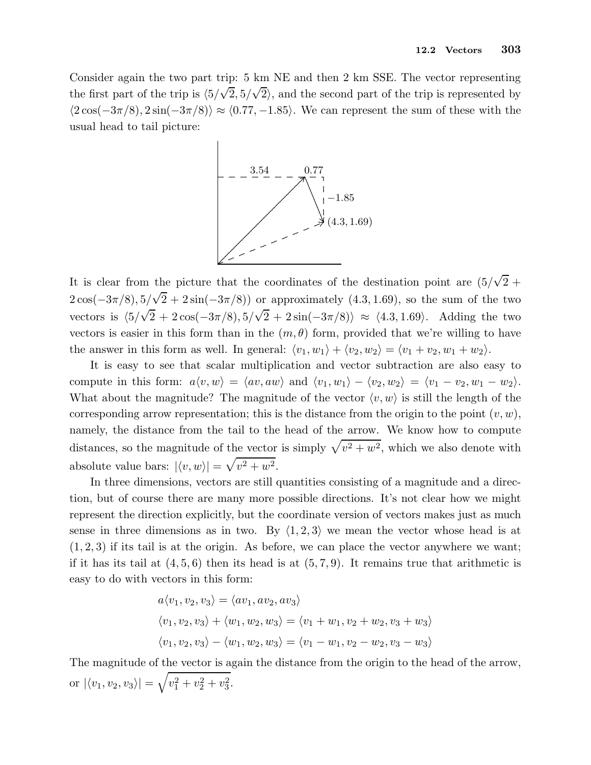Consider again the two part trip: 5 km NE and then 2 km SSE. The vector representing the first part of the trip is $\langle 5/\sqrt{2}, 5/\sqrt{2}\rangle$, and the second part of the trip is represented by $\langle 2\cos(-3\pi/8), 2\sin(-3\pi/8)\rangle \approx \langle 0.77, -1.85\rangle$. We can represent the sum of these with the usual head to tail picture:

It is clear from the picture that the coordinates of the destination point are $(5/\sqrt{2} + 2\cos(-3\pi/8), 5/\sqrt{2} + 2\sin(-3\pi/8))$ or approximately $(4.3, 1.69)$, so the sum of the two vectors is $\langle 5/\sqrt{2} + 2\cos(-3\pi/8), 5/\sqrt{2} + 2\sin(-3\pi/8)\rangle \approx \langle 4.3, 1.69\rangle$. Adding the two vectors is easier in this form than in the $(m, \theta)$ form, provided that we're willing to have the answer in this form as well. In general: $\langle v_1, w_1\rangle + \langle v_2, w_2\rangle = \langle v_1 + v_2, w_1 + w_2\rangle$.

It is easy to see that scalar multiplication and vector subtraction are also easy to compute in this form: $a\langle v, w\rangle = \langle av, aw\rangle$ and $\langle v_1, w_1\rangle - \langle v_2, w_2\rangle = \langle v_1 - v_2, w_1 - w_2\rangle$. What about the magnitude? The magnitude of the vector $\langle v, w\rangle$ is still the length of the corresponding arrow representation; this is the distance from the origin to the point $(v, w)$, namely, the distance from the tail to the head of the arrow. We know how to compute distances, so the magnitude of the vector is simply $\sqrt{v^2 + w^2}$, which we also denote with absolute value bars: $|\langle v, w\rangle| = \sqrt{v^2 + w^2}$.

In three dimensions, vectors are still quantities consisting of a magnitude and a direction, but of course there are many more possible directions. It's not clear how we might represent the direction explicitly, but the coordinate version of vectors makes just as much sense in three dimensions as in two. By $\langle 1, 2, 3\rangle$ we mean the vector whose head is at $(1, 2, 3)$ if its tail is at the origin. As before, we can place the vector anywhere we want; if it has its tail at $(4, 5, 6)$ then its head is at $(5, 7, 9)$. It remains true that arithmetic is easy to do with vectors in this form:

$$a\langle v_1, v_2, v_3\rangle = \langle av_1, av_2, av_3\rangle$$

$$\langle v_1, v_2, v_3\rangle + \langle w_1, w_2, w_3\rangle = \langle v_1 + w_1, v_2 + w_2, v_3 + w_3\rangle$$

$$\langle v_1, v_2, v_3\rangle - \langle w_1, w_2, w_3\rangle = \langle v_1 - w_1, v_2 - w_2, v_3 - w_3\rangle$$

The magnitude of the vector is again the distance from the origin to the head of the arrow, or $|\langle v_1, v_2, v_3\rangle| = \sqrt{v_1^2 + v_2^2 + v_3^2}$.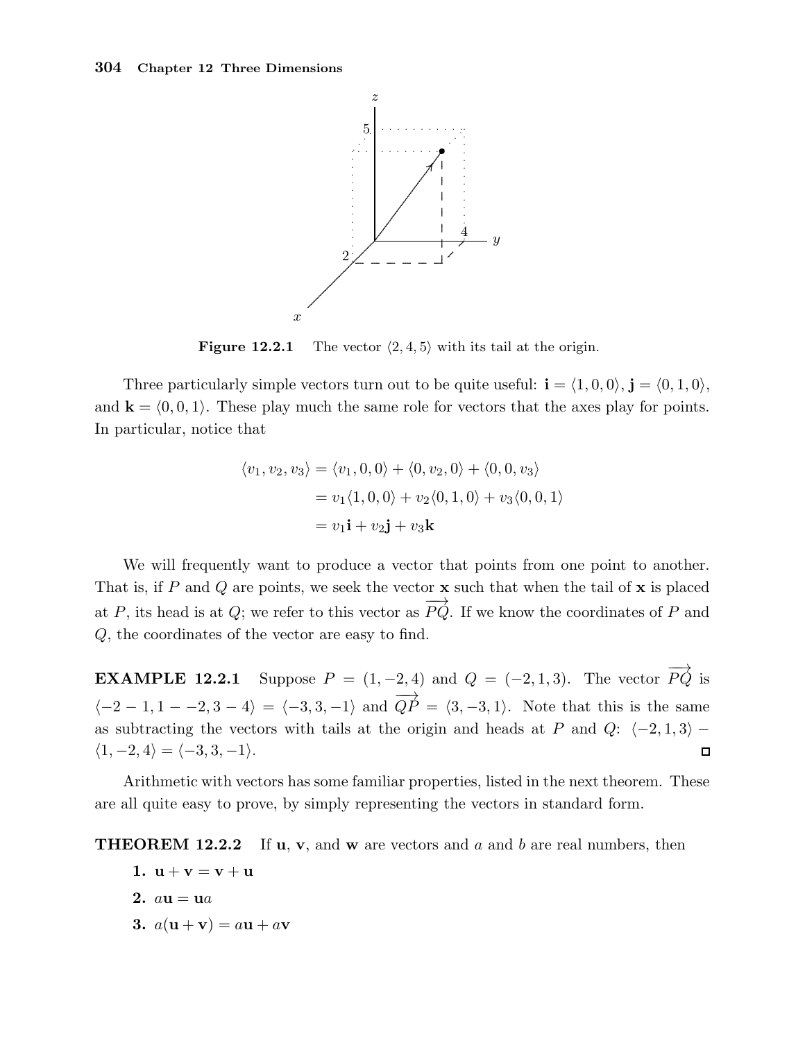**Figure 12.2.1** The vector $\langle 2, 4, 5 \rangle$ with its tail at the origin.

Three particularly simple vectors turn out to be quite useful: $\mathbf{i} = \langle 1, 0, 0 \rangle$, $\mathbf{j} = \langle 0, 1, 0 \rangle$, and $\mathbf{k} = \langle 0, 0, 1 \rangle$. These play much the same role for vectors that the axes play for points. In particular, notice that

$$
\begin{aligned}
\langle v_1, v_2, v_3 \rangle &= \langle v_1, 0, 0 \rangle + \langle 0, v_2, 0 \rangle + \langle 0, 0, v_3 \rangle \\
&= v_1 \langle 1, 0, 0 \rangle + v_2 \langle 0, 1, 0 \rangle + v_3 \langle 0, 0, 1 \rangle \\
&= v_1 \mathbf{i} + v_2 \mathbf{j} + v_3 \mathbf{k}
\end{aligned}
$$

We will frequently want to produce a vector that points from one point to another. That is, if $P$ and $Q$ are points, we seek the vector $\mathbf{x}$ such that when the tail of $\mathbf{x}$ is placed at $P$, its head is at $Q$; we refer to this vector as $\overrightarrow{PQ}$. If we know the coordinates of $P$ and $Q$, the coordinates of the vector are easy to find.

**EXAMPLE 12.2.1** Suppose $P = (1, -2, 4)$ and $Q = (-2, 1, 3)$. The vector $\overrightarrow{PQ}$ is $\langle -2 - 1, 1 - -2, 3 - 4 \rangle = \langle -3, 3, -1 \rangle$ and $\overrightarrow{QP} = \langle 3, -3, 1 \rangle$. Note that this is the same as subtracting the vectors with tails at the origin and heads at $P$ and $Q$: $\langle -2, 1, 3 \rangle - \langle 1, -2, 4 \rangle = \langle -3, 3, -1 \rangle$. □

Arithmetic with vectors has some familiar properties, listed in the next theorem. These are all quite easy to prove, by simply representing the vectors in standard form.

**THEOREM 12.2.2** If $\mathbf{u}$, $\mathbf{v}$, and $\mathbf{w}$ are vectors and $a$ and $b$ are real numbers, then

1. $\mathbf{u} + \mathbf{v} = \mathbf{v} + \mathbf{u}$
2. $a\mathbf{u} = \mathbf{u}a$
3. $a(\mathbf{u} + \mathbf{v}) = a\mathbf{u} + a\mathbf{v}$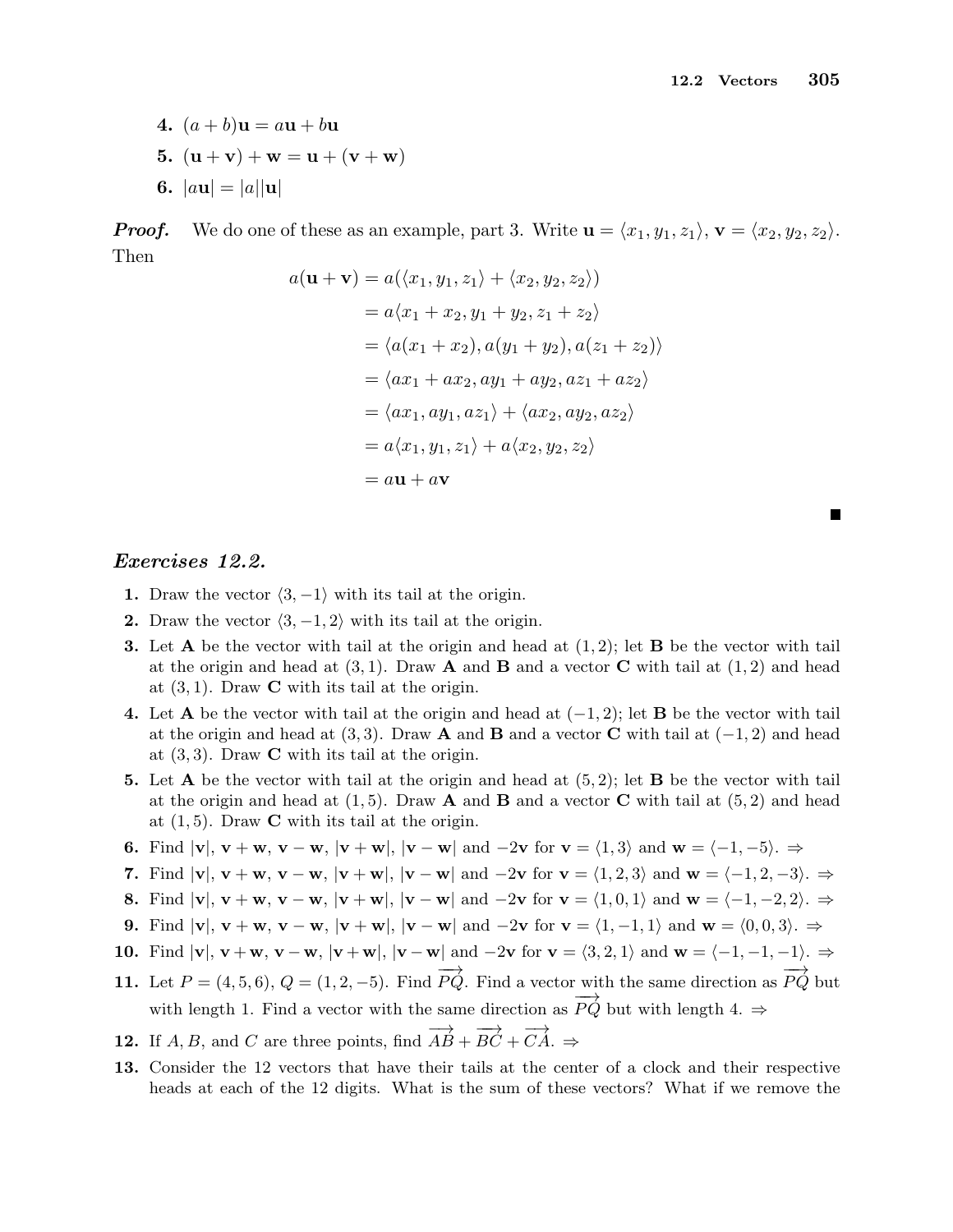**4.** $(a+b)\mathbf{u} = a\mathbf{u} + b\mathbf{u}$

**5.** $(\mathbf{u}+\mathbf{v})+\mathbf{w} = \mathbf{u}+(\mathbf{v}+\mathbf{w})$

**6.** $|a\mathbf{u}| = |a||\mathbf{u}|$

***Proof.*** We do one of these as an example, part 3. Write $\mathbf{u} = \langle x_1, y_1, z_1\rangle$, $\mathbf{v} = \langle x_2, y_2, z_2\rangle$. Then

$$
\begin{aligned}
a(\mathbf{u}+\mathbf{v}) &= a(\langle x_1, y_1, z_1\rangle + \langle x_2, y_2, z_2\rangle)\\
&= a\langle x_1+x_2, y_1+y_2, z_1+z_2\rangle\\
&= \langle a(x_1+x_2), a(y_1+y_2), a(z_1+z_2)\rangle\\
&= \langle ax_1+ax_2, ay_1+ay_2, az_1+az_2\rangle\\
&= \langle ax_1, ay_1, az_1\rangle + \langle ax_2, ay_2, az_2\rangle\\
&= a\langle x_1, y_1, z_1\rangle + a\langle x_2, y_2, z_2\rangle\\
&= a\mathbf{u} + a\mathbf{v}
\end{aligned}
$$

■

## *Exercises 12.2.*

**1.** Draw the vector $\langle 3, -1\rangle$ with its tail at the origin.

**2.** Draw the vector $\langle 3, -1, 2\rangle$ with its tail at the origin.

**3.** Let $\mathbf{A}$ be the vector with tail at the origin and head at $(1,2)$; let $\mathbf{B}$ be the vector with tail at the origin and head at $(3,1)$. Draw $\mathbf{A}$ and $\mathbf{B}$ and a vector $\mathbf{C}$ with tail at $(1,2)$ and head at $(3,1)$. Draw $\mathbf{C}$ with its tail at the origin.

**4.** Let $\mathbf{A}$ be the vector with tail at the origin and head at $(-1,2)$; let $\mathbf{B}$ be the vector with tail at the origin and head at $(3,3)$. Draw $\mathbf{A}$ and $\mathbf{B}$ and a vector $\mathbf{C}$ with tail at $(-1,2)$ and head at $(3,3)$. Draw $\mathbf{C}$ with its tail at the origin.

**5.** Let $\mathbf{A}$ be the vector with tail at the origin and head at $(5,2)$; let $\mathbf{B}$ be the vector with tail at the origin and head at $(1,5)$. Draw $\mathbf{A}$ and $\mathbf{B}$ and a vector $\mathbf{C}$ with tail at $(5,2)$ and head at $(1,5)$. Draw $\mathbf{C}$ with its tail at the origin.

**6.** Find $|\mathbf{v}|$, $\mathbf{v}+\mathbf{w}$, $\mathbf{v}-\mathbf{w}$, $|\mathbf{v}+\mathbf{w}|$, $|\mathbf{v}-\mathbf{w}|$ and $-2\mathbf{v}$ for $\mathbf{v} = \langle 1, 3\rangle$ and $\mathbf{w} = \langle -1, -5\rangle$. ⇒

**7.** Find $|\mathbf{v}|$, $\mathbf{v}+\mathbf{w}$, $\mathbf{v}-\mathbf{w}$, $|\mathbf{v}+\mathbf{w}|$, $|\mathbf{v}-\mathbf{w}|$ and $-2\mathbf{v}$ for $\mathbf{v} = \langle 1, 2, 3\rangle$ and $\mathbf{w} = \langle -1, 2, -3\rangle$. ⇒

**8.** Find $|\mathbf{v}|$, $\mathbf{v}+\mathbf{w}$, $\mathbf{v}-\mathbf{w}$, $|\mathbf{v}+\mathbf{w}|$, $|\mathbf{v}-\mathbf{w}|$ and $-2\mathbf{v}$ for $\mathbf{v} = \langle 1, 0, 1\rangle$ and $\mathbf{w} = \langle -1, -2, 2\rangle$. ⇒

**9.** Find $|\mathbf{v}|$, $\mathbf{v}+\mathbf{w}$, $\mathbf{v}-\mathbf{w}$, $|\mathbf{v}+\mathbf{w}|$, $|\mathbf{v}-\mathbf{w}|$ and $-2\mathbf{v}$ for $\mathbf{v} = \langle 1, -1, 1\rangle$ and $\mathbf{w} = \langle 0, 0, 3\rangle$. ⇒

**10.** Find $|\mathbf{v}|$, $\mathbf{v}+\mathbf{w}$, $\mathbf{v}-\mathbf{w}$, $|\mathbf{v}+\mathbf{w}|$, $|\mathbf{v}-\mathbf{w}|$ and $-2\mathbf{v}$ for $\mathbf{v} = \langle 3, 2, 1\rangle$ and $\mathbf{w} = \langle -1, -1, -1\rangle$. ⇒

**11.** Let $P = (4,5,6)$, $Q = (1,2,-5)$. Find $\overrightarrow{PQ}$. Find a vector with the same direction as $\overrightarrow{PQ}$ but with length 1. Find a vector with the same direction as $\overrightarrow{PQ}$ but with length 4. ⇒

**12.** If $A$, $B$, and $C$ are three points, find $\overrightarrow{AB} + \overrightarrow{BC} + \overrightarrow{CA}$. ⇒

**13.** Consider the 12 vectors that have their tails at the center of a clock and their respective heads at each of the 12 digits. What is the sum of these vectors? What if we remove the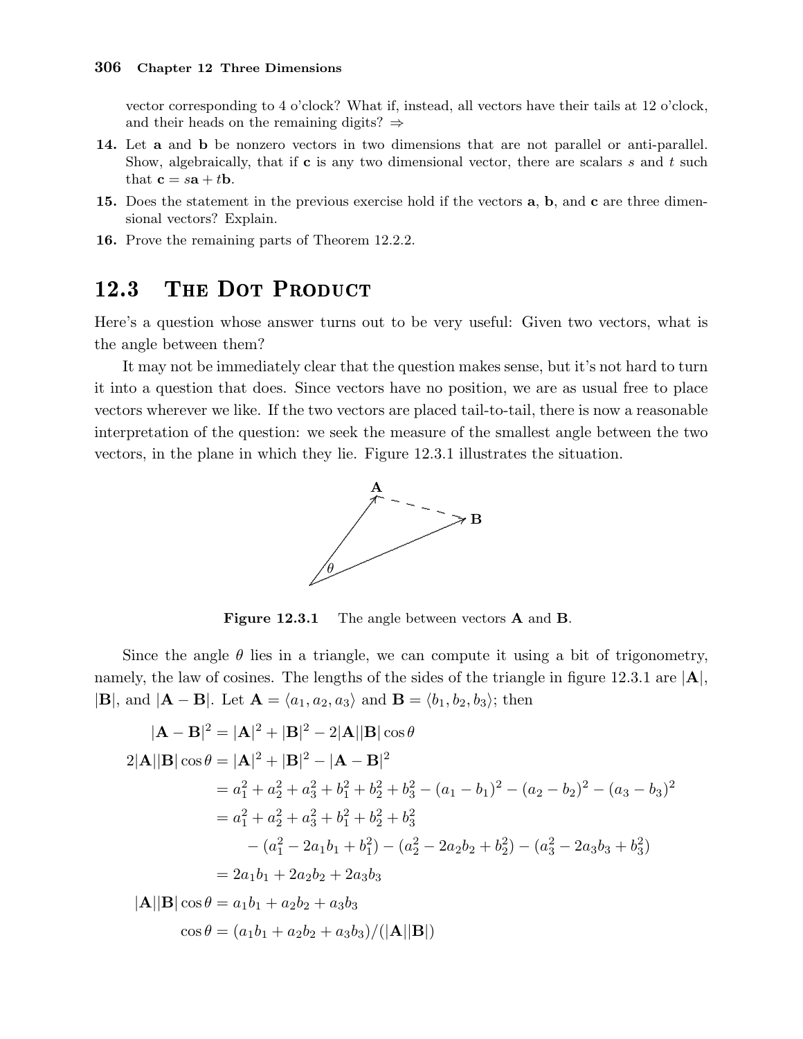vector corresponding to 4 o'clock? What if, instead, all vectors have their tails at 12 o'clock, and their heads on the remaining digits? ⇒

**14.** Let $\mathbf{a}$ and $\mathbf{b}$ be nonzero vectors in two dimensions that are not parallel or anti-parallel. Show, algebraically, that if $\mathbf{c}$ is any two dimensional vector, there are scalars $s$ and $t$ such that $\mathbf{c} = s\mathbf{a} + t\mathbf{b}$.

**15.** Does the statement in the previous exercise hold if the vectors $\mathbf{a}$, $\mathbf{b}$, and $\mathbf{c}$ are three dimensional vectors? Explain.

**16.** Prove the remaining parts of Theorem 12.2.2.

## 12.3 The Dot Product

Here's a question whose answer turns out to be very useful: Given two vectors, what is the angle between them?

It may not be immediately clear that the question makes sense, but it's not hard to turn it into a question that does. Since vectors have no position, we are as usual free to place vectors wherever we like. If the two vectors are placed tail-to-tail, there is now a reasonable interpretation of the question: we seek the measure of the smallest angle between the two vectors, in the plane in which they lie. Figure 12.3.1 illustrates the situation.

**Figure 12.3.1** The angle between vectors $\mathbf{A}$ and $\mathbf{B}$.

Since the angle $\theta$ lies in a triangle, we can compute it using a bit of trigonometry, namely, the law of cosines. The lengths of the sides of the triangle in figure 12.3.1 are $|\mathbf{A}|$, $|\mathbf{B}|$, and $|\mathbf{A} - \mathbf{B}|$. Let $\mathbf{A} = \langle a_1, a_2, a_3 \rangle$ and $\mathbf{B} = \langle b_1, b_2, b_3 \rangle$; then

$$
\begin{aligned}
|\mathbf{A} - \mathbf{B}|^2 &= |\mathbf{A}|^2 + |\mathbf{B}|^2 - 2|\mathbf{A}||\mathbf{B}|\cos\theta \\
2|\mathbf{A}||\mathbf{B}|\cos\theta &= |\mathbf{A}|^2 + |\mathbf{B}|^2 - |\mathbf{A} - \mathbf{B}|^2 \\
&= a_1^2 + a_2^2 + a_3^2 + b_1^2 + b_2^2 + b_3^2 - (a_1 - b_1)^2 - (a_2 - b_2)^2 - (a_3 - b_3)^2 \\
&= a_1^2 + a_2^2 + a_3^2 + b_1^2 + b_2^2 + b_3^2 \\
&\qquad - (a_1^2 - 2a_1b_1 + b_1^2) - (a_2^2 - 2a_2b_2 + b_2^2) - (a_3^2 - 2a_3b_3 + b_3^2) \\
&= 2a_1b_1 + 2a_2b_2 + 2a_3b_3 \\
|\mathbf{A}||\mathbf{B}|\cos\theta &= a_1b_1 + a_2b_2 + a_3b_3 \\
\cos\theta &= (a_1b_1 + a_2b_2 + a_3b_3)/(|\mathbf{A}||\mathbf{B}|)
\end{aligned}
$$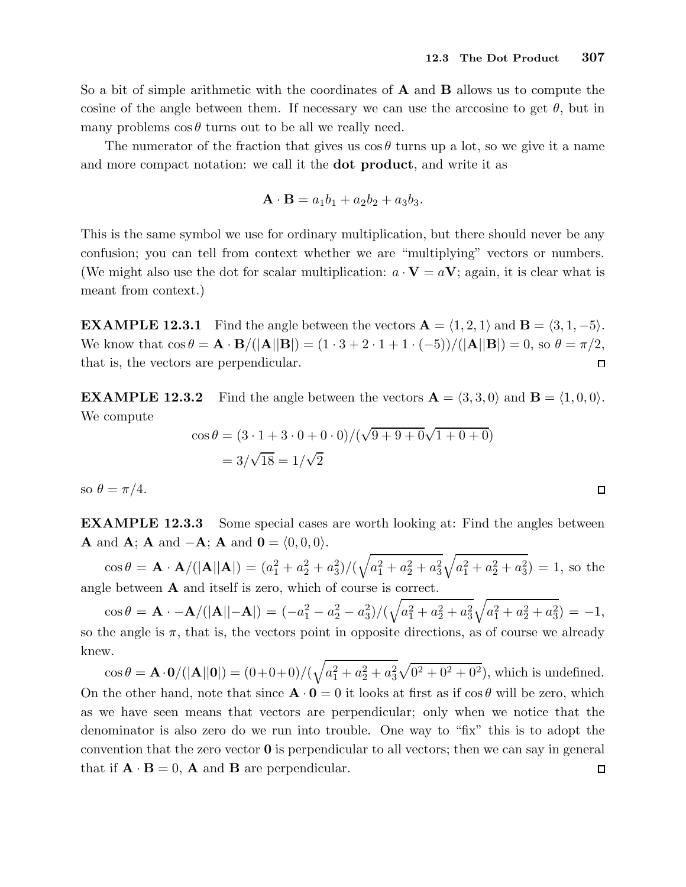So a bit of simple arithmetic with the coordinates of $\mathbf{A}$ and $\mathbf{B}$ allows us to compute the cosine of the angle between them. If necessary we can use the arccosine to get $\theta$, but in many problems $\cos\theta$ turns out to be all we really need.

The numerator of the fraction that gives us $\cos\theta$ turns up a lot, so we give it a name and more compact notation: we call it the **dot product**, and write it as

$$\mathbf{A}\cdot\mathbf{B} = a_1b_1 + a_2b_2 + a_3b_3.$$

This is the same symbol we use for ordinary multiplication, but there should never be any confusion; you can tell from context whether we are "multiplying" vectors or numbers. (We might also use the dot for scalar multiplication: $a\cdot\mathbf{V} = a\mathbf{V}$; again, it is clear what is meant from context.)

**EXAMPLE 12.3.1** Find the angle between the vectors $\mathbf{A} = \langle 1, 2, 1\rangle$ and $\mathbf{B} = \langle 3, 1, -5\rangle$. We know that $\cos\theta = \mathbf{A}\cdot\mathbf{B}/(|\mathbf{A}||\mathbf{B}|) = (1\cdot 3 + 2\cdot 1 + 1\cdot(-5))/(|\mathbf{A}||\mathbf{B}|) = 0$, so $\theta = \pi/2$, that is, the vectors are perpendicular. □

**EXAMPLE 12.3.2** Find the angle between the vectors $\mathbf{A} = \langle 3, 3, 0\rangle$ and $\mathbf{B} = \langle 1, 0, 0\rangle$. We compute

$$\begin{aligned}\cos\theta &= (3\cdot 1 + 3\cdot 0 + 0\cdot 0)/(\sqrt{9+9+0}\sqrt{1+0+0})\\ &= 3/\sqrt{18} = 1/\sqrt{2}\end{aligned}$$

so $\theta = \pi/4$. □

**EXAMPLE 12.3.3** Some special cases are worth looking at: Find the angles between $\mathbf{A}$ and $\mathbf{A}$; $\mathbf{A}$ and $-\mathbf{A}$; $\mathbf{A}$ and $\mathbf{0} = \langle 0, 0, 0\rangle$.

$\cos\theta = \mathbf{A}\cdot\mathbf{A}/(|\mathbf{A}||\mathbf{A}|) = (a_1^2 + a_2^2 + a_3^2)/(\sqrt{a_1^2+a_2^2+a_3^2}\sqrt{a_1^2+a_2^2+a_3^2}) = 1$, so the angle between $\mathbf{A}$ and itself is zero, which of course is correct.

$\cos\theta = \mathbf{A}\cdot -\mathbf{A}/(|\mathbf{A}||-\mathbf{A}|) = (-a_1^2 - a_2^2 - a_3^2)/(\sqrt{a_1^2+a_2^2+a_3^2}\sqrt{a_1^2+a_2^2+a_3^2}) = -1$, so the angle is $\pi$, that is, the vectors point in opposite directions, as of course we already knew.

$\cos\theta = \mathbf{A}\cdot\mathbf{0}/(|\mathbf{A}||\mathbf{0}|) = (0+0+0)/(\sqrt{a_1^2+a_2^2+a_3^2}\sqrt{0^2+0^2+0^2})$, which is undefined. On the other hand, note that since $\mathbf{A}\cdot\mathbf{0} = 0$ it looks at first as if $\cos\theta$ will be zero, which as we have seen means that vectors are perpendicular; only when we notice that the denominator is also zero do we run into trouble. One way to "fix" this is to adopt the convention that the zero vector $\mathbf{0}$ is perpendicular to all vectors; then we can say in general that if $\mathbf{A}\cdot\mathbf{B} = 0$, $\mathbf{A}$ and $\mathbf{B}$ are perpendicular. □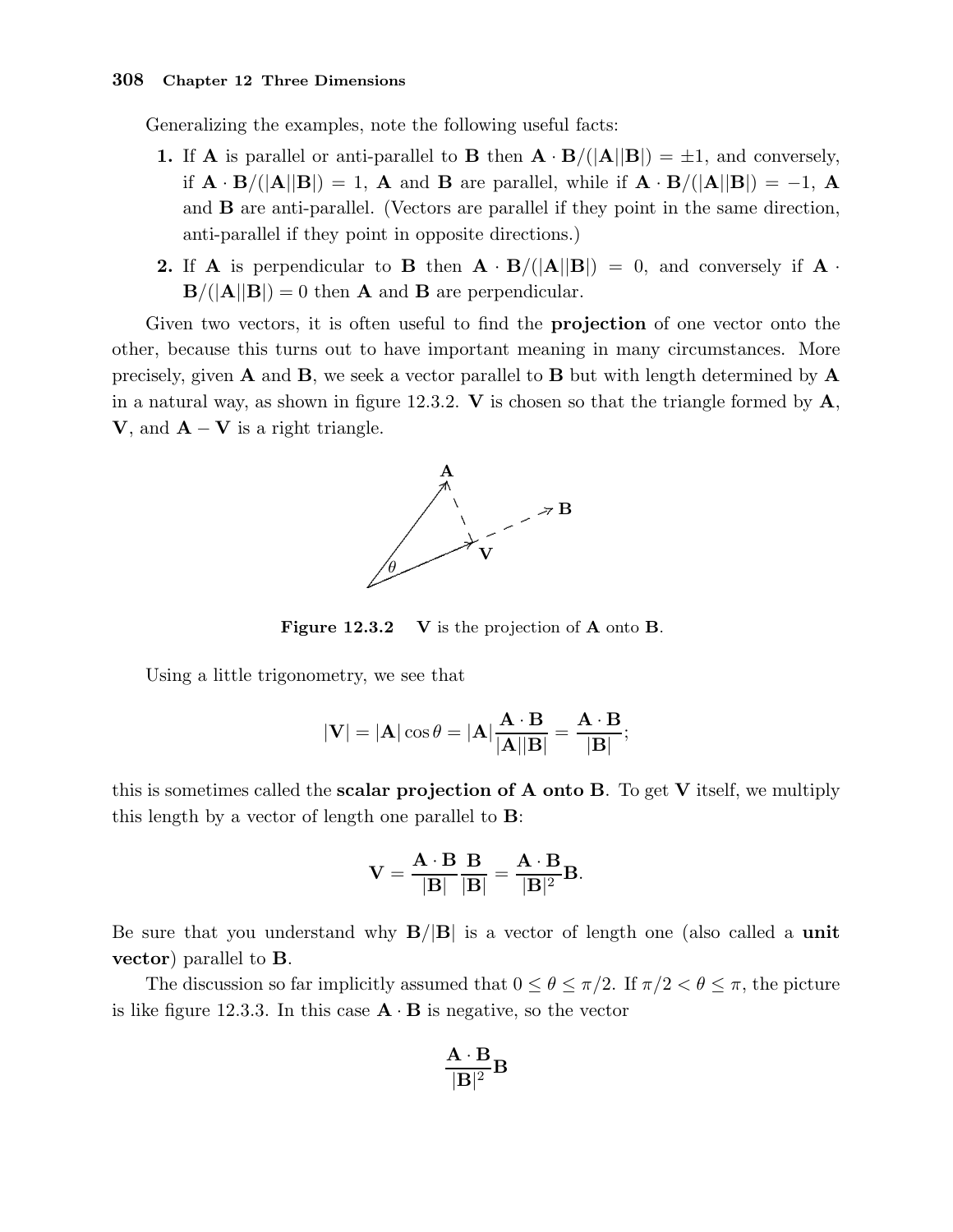Generalizing the examples, note the following useful facts:

1. If $\mathbf{A}$ is parallel or anti-parallel to $\mathbf{B}$ then $\mathbf{A}\cdot\mathbf{B}/(|\mathbf{A}||\mathbf{B}|) = \pm 1$, and conversely, if $\mathbf{A}\cdot\mathbf{B}/(|\mathbf{A}||\mathbf{B}|) = 1$, $\mathbf{A}$ and $\mathbf{B}$ are parallel, while if $\mathbf{A}\cdot\mathbf{B}/(|\mathbf{A}||\mathbf{B}|) = -1$, $\mathbf{A}$ and $\mathbf{B}$ are anti-parallel. (Vectors are parallel if they point in the same direction, anti-parallel if they point in opposite directions.)

2. If $\mathbf{A}$ is perpendicular to $\mathbf{B}$ then $\mathbf{A}\cdot\mathbf{B}/(|\mathbf{A}||\mathbf{B}|) = 0$, and conversely if $\mathbf{A}\cdot\mathbf{B}/(|\mathbf{A}||\mathbf{B}|) = 0$ then $\mathbf{A}$ and $\mathbf{B}$ are perpendicular.

Given two vectors, it is often useful to find the **projection** of one vector onto the other, because this turns out to have important meaning in many circumstances. More precisely, given $\mathbf{A}$ and $\mathbf{B}$, we seek a vector parallel to $\mathbf{B}$ but with length determined by $\mathbf{A}$ in a natural way, as shown in figure 12.3.2. $\mathbf{V}$ is chosen so that the triangle formed by $\mathbf{A}$, $\mathbf{V}$, and $\mathbf{A}-\mathbf{V}$ is a right triangle.

**Figure 12.3.2** $\mathbf{V}$ is the projection of $\mathbf{A}$ onto $\mathbf{B}$.

Using a little trigonometry, we see that

$$|\mathbf{V}| = |\mathbf{A}|\cos\theta = |\mathbf{A}|\frac{\mathbf{A}\cdot\mathbf{B}}{|\mathbf{A}||\mathbf{B}|} = \frac{\mathbf{A}\cdot\mathbf{B}}{|\mathbf{B}|};$$

this is sometimes called the **scalar projection of A onto B**. To get $\mathbf{V}$ itself, we multiply this length by a vector of length one parallel to $\mathbf{B}$:

$$\mathbf{V} = \frac{\mathbf{A}\cdot\mathbf{B}}{|\mathbf{B}|}\frac{\mathbf{B}}{|\mathbf{B}|} = \frac{\mathbf{A}\cdot\mathbf{B}}{|\mathbf{B}|^2}\mathbf{B}.$$

Be sure that you understand why $\mathbf{B}/|\mathbf{B}|$ is a vector of length one (also called a **unit vector**) parallel to $\mathbf{B}$.

The discussion so far implicitly assumed that $0 \le \theta \le \pi/2$. If $\pi/2 < \theta \le \pi$, the picture is like figure 12.3.3. In this case $\mathbf{A}\cdot\mathbf{B}$ is negative, so the vector

$$\frac{\mathbf{A}\cdot\mathbf{B}}{|\mathbf{B}|^2}\mathbf{B}$$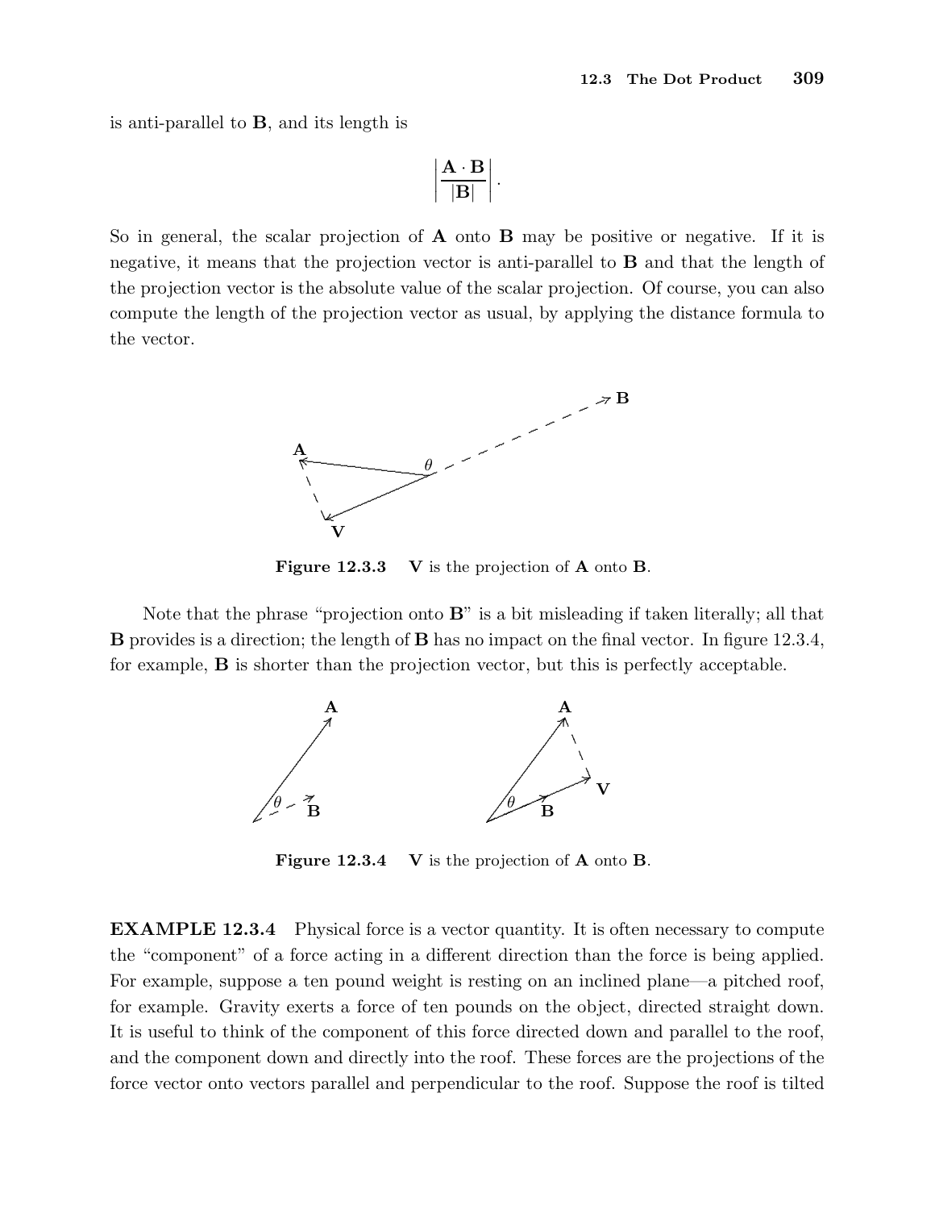is anti-parallel to **B**, and its length is

$$\left|\frac{\mathbf{A}\cdot\mathbf{B}}{|\mathbf{B}|}\right|.$$

So in general, the scalar projection of **A** onto **B** may be positive or negative. If it is negative, it means that the projection vector is anti-parallel to **B** and that the length of the projection vector is the absolute value of the scalar projection. Of course, you can also compute the length of the projection vector as usual, by applying the distance formula to the vector.

**Figure 12.3.3** **V** is the projection of **A** onto **B**.

Note that the phrase "projection onto **B**" is a bit misleading if taken literally; all that **B** provides is a direction; the length of **B** has no impact on the final vector. In figure 12.3.4, for example, **B** is shorter than the projection vector, but this is perfectly acceptable.

**Figure 12.3.4** **V** is the projection of **A** onto **B**.

**EXAMPLE 12.3.4** Physical force is a vector quantity. It is often necessary to compute the "component" of a force acting in a different direction than the force is being applied. For example, suppose a ten pound weight is resting on an inclined plane—a pitched roof, for example. Gravity exerts a force of ten pounds on the object, directed straight down. It is useful to think of the component of this force directed down and parallel to the roof, and the component down and directly into the roof. These forces are the projections of the force vector onto vectors parallel and perpendicular to the roof. Suppose the roof is tilted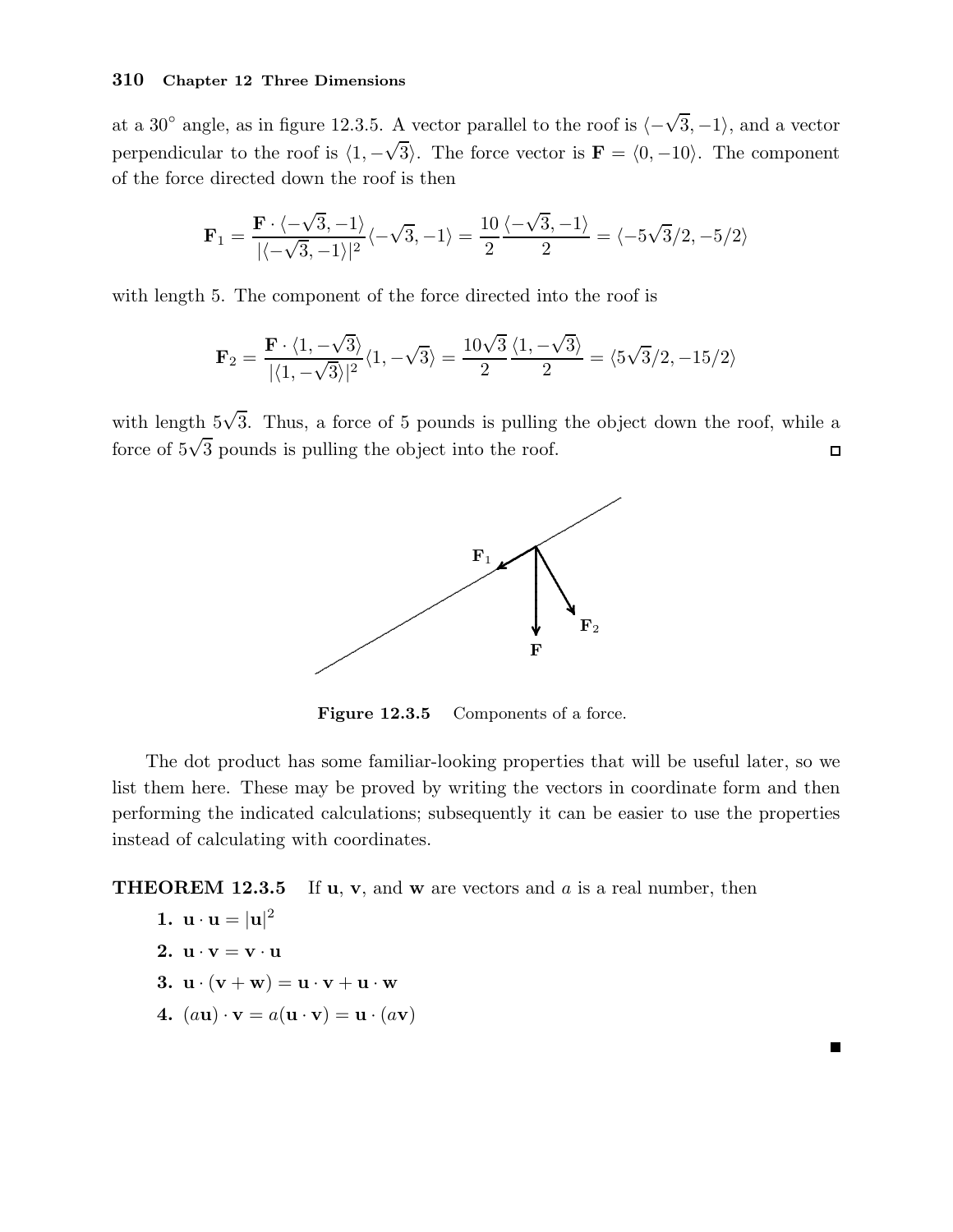at a 30° angle, as in figure 12.3.5. A vector parallel to the roof is $\langle -\sqrt{3}, -1\rangle$, and a vector perpendicular to the roof is $\langle 1, -\sqrt{3}\rangle$. The force vector is $\mathbf{F} = \langle 0, -10\rangle$. The component of the force directed down the roof is then

$$\mathbf{F}_1 = \frac{\mathbf{F}\cdot\langle -\sqrt{3}, -1\rangle}{|\langle -\sqrt{3}, -1\rangle|^2}\langle -\sqrt{3}, -1\rangle = \frac{10}{2}\frac{\langle -\sqrt{3}, -1\rangle}{2} = \langle -5\sqrt{3}/2, -5/2\rangle$$

with length 5. The component of the force directed into the roof is

$$\mathbf{F}_2 = \frac{\mathbf{F}\cdot\langle 1, -\sqrt{3}\rangle}{|\langle 1, -\sqrt{3}\rangle|^2}\langle 1, -\sqrt{3}\rangle = \frac{10\sqrt{3}}{2}\frac{\langle 1, -\sqrt{3}\rangle}{2} = \langle 5\sqrt{3}/2, -15/2\rangle$$

with length $5\sqrt{3}$. Thus, a force of 5 pounds is pulling the object down the roof, while a force of $5\sqrt{3}$ pounds is pulling the object into the roof. □

**Figure 12.3.5** Components of a force.

The dot product has some familiar-looking properties that will be useful later, so we list them here. These may be proved by writing the vectors in coordinate form and then performing the indicated calculations; subsequently it can be easier to use the properties instead of calculating with coordinates.

**THEOREM 12.3.5** If $\mathbf{u}$, $\mathbf{v}$, and $\mathbf{w}$ are vectors and $a$ is a real number, then

1. $\mathbf{u}\cdot\mathbf{u} = |\mathbf{u}|^2$
2. $\mathbf{u}\cdot\mathbf{v} = \mathbf{v}\cdot\mathbf{u}$
3. $\mathbf{u}\cdot(\mathbf{v}+\mathbf{w}) = \mathbf{u}\cdot\mathbf{v} + \mathbf{u}\cdot\mathbf{w}$
4. $(a\mathbf{u})\cdot\mathbf{v} = a(\mathbf{u}\cdot\mathbf{v}) = \mathbf{u}\cdot(a\mathbf{v})$

■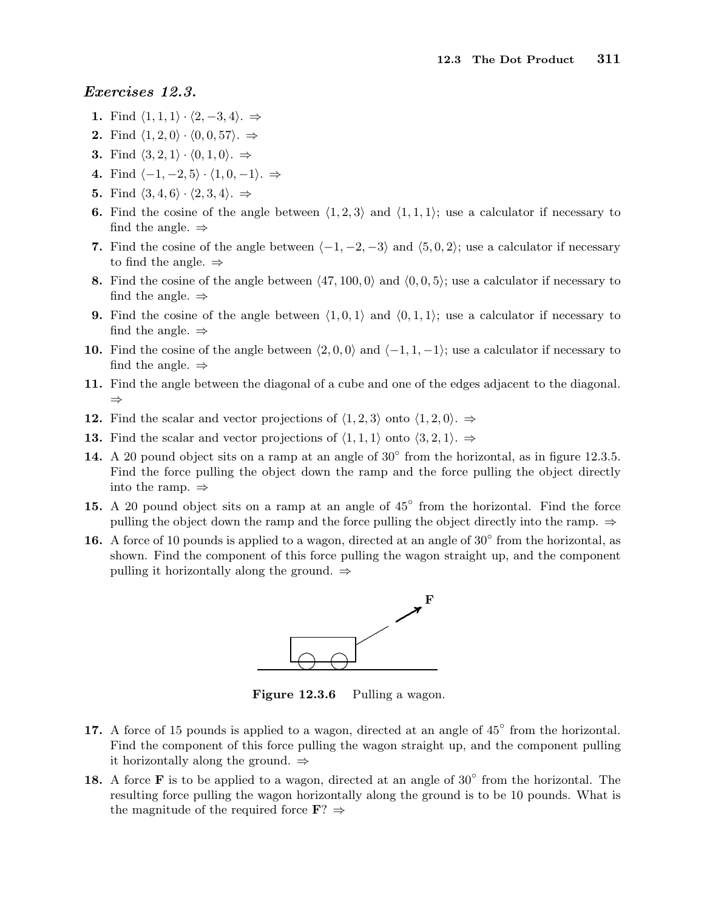*Exercises 12.3.*

**1.** Find $\langle 1,1,1\rangle \cdot \langle 2,-3,4\rangle$. ⇒

**2.** Find $\langle 1,2,0\rangle \cdot \langle 0,0,57\rangle$. ⇒

**3.** Find $\langle 3,2,1\rangle \cdot \langle 0,1,0\rangle$. ⇒

**4.** Find $\langle -1,-2,5\rangle \cdot \langle 1,0,-1\rangle$. ⇒

**5.** Find $\langle 3,4,6\rangle \cdot \langle 2,3,4\rangle$. ⇒

**6.** Find the cosine of the angle between $\langle 1,2,3\rangle$ and $\langle 1,1,1\rangle$; use a calculator if necessary to find the angle. ⇒

**7.** Find the cosine of the angle between $\langle -1,-2,-3\rangle$ and $\langle 5,0,2\rangle$; use a calculator if necessary to find the angle. ⇒

**8.** Find the cosine of the angle between $\langle 47,100,0\rangle$ and $\langle 0,0,5\rangle$; use a calculator if necessary to find the angle. ⇒

**9.** Find the cosine of the angle between $\langle 1,0,1\rangle$ and $\langle 0,1,1\rangle$; use a calculator if necessary to find the angle. ⇒

**10.** Find the cosine of the angle between $\langle 2,0,0\rangle$ and $\langle -1,1,-1\rangle$; use a calculator if necessary to find the angle. ⇒

**11.** Find the angle between the diagonal of a cube and one of the edges adjacent to the diagonal. ⇒

**12.** Find the scalar and vector projections of $\langle 1,2,3\rangle$ onto $\langle 1,2,0\rangle$. ⇒

**13.** Find the scalar and vector projections of $\langle 1,1,1\rangle$ onto $\langle 3,2,1\rangle$. ⇒

**14.** A 20 pound object sits on a ramp at an angle of $30^\circ$ from the horizontal, as in figure 12.3.5. Find the force pulling the object down the ramp and the force pulling the object directly into the ramp. ⇒

**15.** A 20 pound object sits on a ramp at an angle of $45^\circ$ from the horizontal. Find the force pulling the object down the ramp and the force pulling the object directly into the ramp. ⇒

**16.** A force of 10 pounds is applied to a wagon, directed at an angle of $30^\circ$ from the horizontal, as shown. Find the component of this force pulling the wagon straight up, and the component pulling it horizontally along the ground. ⇒

**Figure 12.3.6** Pulling a wagon.

**17.** A force of 15 pounds is applied to a wagon, directed at an angle of $45^\circ$ from the horizontal. Find the component of this force pulling the wagon straight up, and the component pulling it horizontally along the ground. ⇒

**18.** A force $\mathbf{F}$ is to be applied to a wagon, directed at an angle of $30^\circ$ from the horizontal. The resulting force pulling the wagon horizontally along the ground is to be 10 pounds. What is the magnitude of the required force $\mathbf{F}$? ⇒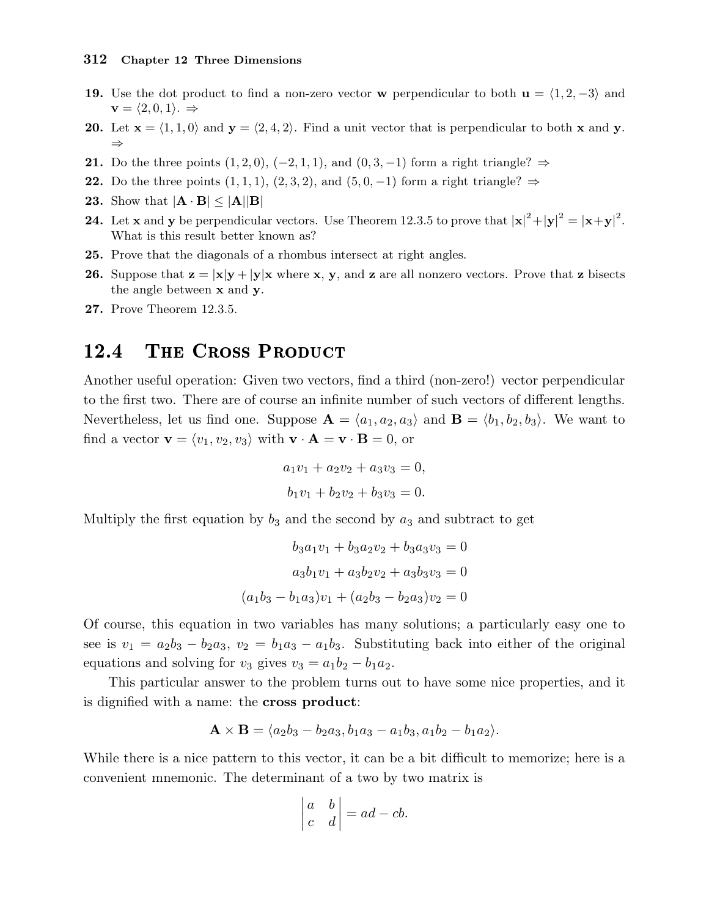19. Use the dot product to find a non-zero vector $\mathbf{w}$ perpendicular to both $\mathbf{u} = \langle 1, 2, -3\rangle$ and $\mathbf{v} = \langle 2, 0, 1\rangle$. ⇒

20. Let $\mathbf{x} = \langle 1, 1, 0\rangle$ and $\mathbf{y} = \langle 2, 4, 2\rangle$. Find a unit vector that is perpendicular to both $\mathbf{x}$ and $\mathbf{y}$. ⇒

21. Do the three points $(1, 2, 0)$, $(-2, 1, 1)$, and $(0, 3, -1)$ form a right triangle? ⇒

22. Do the three points $(1, 1, 1)$, $(2, 3, 2)$, and $(5, 0, -1)$ form a right triangle? ⇒

23. Show that $|\mathbf{A} \cdot \mathbf{B}| \le |\mathbf{A}||\mathbf{B}|$

24. Let $\mathbf{x}$ and $\mathbf{y}$ be perpendicular vectors. Use Theorem 12.3.5 to prove that $|\mathbf{x}|^2 + |\mathbf{y}|^2 = |\mathbf{x}+\mathbf{y}|^2$. What is this result better known as?

25. Prove that the diagonals of a rhombus intersect at right angles.

26. Suppose that $\mathbf{z} = |\mathbf{x}|\mathbf{y} + |\mathbf{y}|\mathbf{x}$ where $\mathbf{x}$, $\mathbf{y}$, and $\mathbf{z}$ are all nonzero vectors. Prove that $\mathbf{z}$ bisects the angle between $\mathbf{x}$ and $\mathbf{y}$.

27. Prove Theorem 12.3.5.

## 12.4 The Cross Product

Another useful operation: Given two vectors, find a third (non-zero!) vector perpendicular to the first two. There are of course an infinite number of such vectors of different lengths. Nevertheless, let us find one. Suppose $\mathbf{A} = \langle a_1, a_2, a_3\rangle$ and $\mathbf{B} = \langle b_1, b_2, b_3\rangle$. We want to find a vector $\mathbf{v} = \langle v_1, v_2, v_3\rangle$ with $\mathbf{v} \cdot \mathbf{A} = \mathbf{v} \cdot \mathbf{B} = 0$, or

$$a_1v_1 + a_2v_2 + a_3v_3 = 0,$$
$$b_1v_1 + b_2v_2 + b_3v_3 = 0.$$

Multiply the first equation by $b_3$ and the second by $a_3$ and subtract to get

$$b_3a_1v_1 + b_3a_2v_2 + b_3a_3v_3 = 0$$
$$a_3b_1v_1 + a_3b_2v_2 + a_3b_3v_3 = 0$$
$$(a_1b_3 - b_1a_3)v_1 + (a_2b_3 - b_2a_3)v_2 = 0$$

Of course, this equation in two variables has many solutions; a particularly easy one to see is $v_1 = a_2b_3 - b_2a_3$, $v_2 = b_1a_3 - a_1b_3$. Substituting back into either of the original equations and solving for $v_3$ gives $v_3 = a_1b_2 - b_1a_2$.

This particular answer to the problem turns out to have some nice properties, and it is dignified with a name: the **cross product**:

$$\mathbf{A} \times \mathbf{B} = \langle a_2b_3 - b_2a_3, b_1a_3 - a_1b_3, a_1b_2 - b_1a_2\rangle.$$

While there is a nice pattern to this vector, it can be a bit difficult to memorize; here is a convenient mnemonic. The determinant of a two by two matrix is

$$\begin{vmatrix} a & b \\ c & d \end{vmatrix} = ad - cb.$$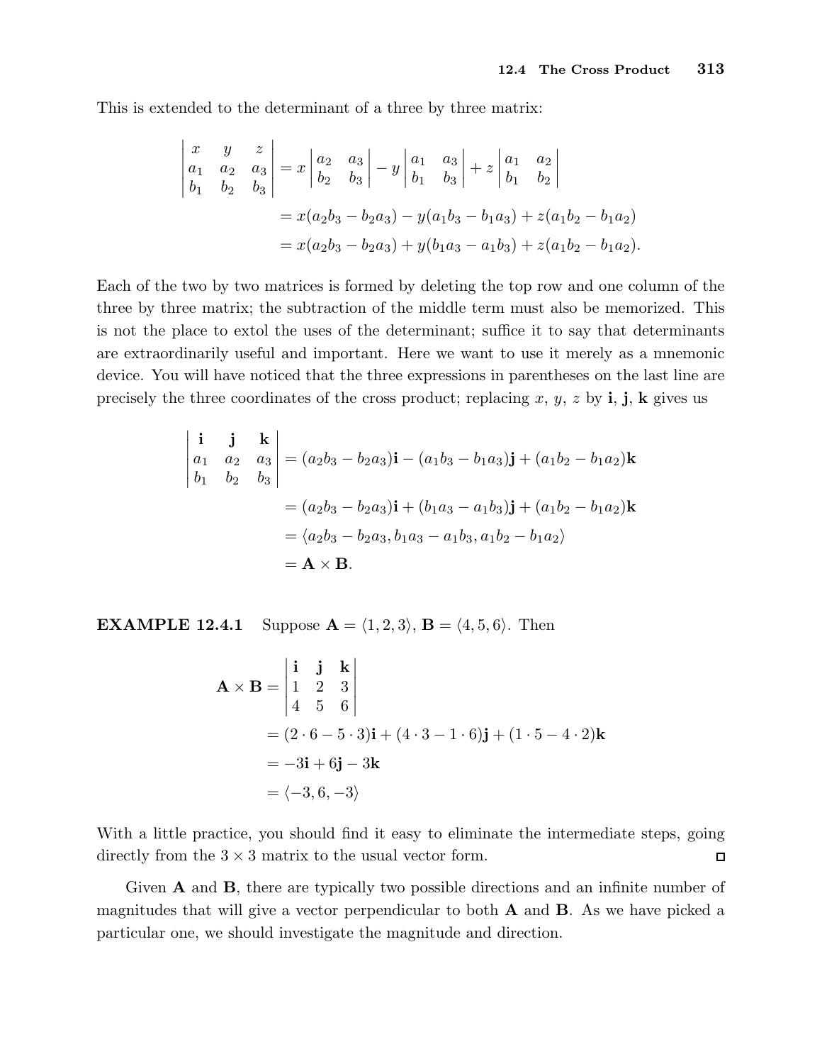This is extended to the determinant of a three by three matrix:

$$
\begin{aligned}
\begin{vmatrix} x & y & z \\ a_1 & a_2 & a_3 \\ b_1 & b_2 & b_3 \end{vmatrix} &= x \begin{vmatrix} a_2 & a_3 \\ b_2 & b_3 \end{vmatrix} - y \begin{vmatrix} a_1 & a_3 \\ b_1 & b_3 \end{vmatrix} + z \begin{vmatrix} a_1 & a_2 \\ b_1 & b_2 \end{vmatrix} \\
&= x(a_2b_3 - b_2a_3) - y(a_1b_3 - b_1a_3) + z(a_1b_2 - b_1a_2) \\
&= x(a_2b_3 - b_2a_3) + y(b_1a_3 - a_1b_3) + z(a_1b_2 - b_1a_2).
\end{aligned}
$$

Each of the two by two matrices is formed by deleting the top row and one column of the three by three matrix; the subtraction of the middle term must also be memorized. This is not the place to extol the uses of the determinant; suffice it to say that determinants are extraordinarily useful and important. Here we want to use it merely as a mnemonic device. You will have noticed that the three expressions in parentheses on the last line are precisely the three coordinates of the cross product; replacing $x$, $y$, $z$ by $\mathbf{i}$, $\mathbf{j}$, $\mathbf{k}$ gives us

$$
\begin{aligned}
\begin{vmatrix} \mathbf{i} & \mathbf{j} & \mathbf{k} \\ a_1 & a_2 & a_3 \\ b_1 & b_2 & b_3 \end{vmatrix} &= (a_2b_3 - b_2a_3)\mathbf{i} - (a_1b_3 - b_1a_3)\mathbf{j} + (a_1b_2 - b_1a_2)\mathbf{k} \\
&= (a_2b_3 - b_2a_3)\mathbf{i} + (b_1a_3 - a_1b_3)\mathbf{j} + (a_1b_2 - b_1a_2)\mathbf{k} \\
&= \langle a_2b_3 - b_2a_3, b_1a_3 - a_1b_3, a_1b_2 - b_1a_2 \rangle \\
&= \mathbf{A} \times \mathbf{B}.
\end{aligned}
$$

**EXAMPLE 12.4.1** Suppose $\mathbf{A} = \langle 1, 2, 3 \rangle$, $\mathbf{B} = \langle 4, 5, 6 \rangle$. Then

$$
\begin{aligned}
\mathbf{A} \times \mathbf{B} &= \begin{vmatrix} \mathbf{i} & \mathbf{j} & \mathbf{k} \\ 1 & 2 & 3 \\ 4 & 5 & 6 \end{vmatrix} \\
&= (2 \cdot 6 - 5 \cdot 3)\mathbf{i} + (4 \cdot 3 - 1 \cdot 6)\mathbf{j} + (1 \cdot 5 - 4 \cdot 2)\mathbf{k} \\
&= -3\mathbf{i} + 6\mathbf{j} - 3\mathbf{k} \\
&= \langle -3, 6, -3 \rangle
\end{aligned}
$$

With a little practice, you should find it easy to eliminate the intermediate steps, going directly from the $3 \times 3$ matrix to the usual vector form. □

Given $\mathbf{A}$ and $\mathbf{B}$, there are typically two possible directions and an infinite number of magnitudes that will give a vector perpendicular to both $\mathbf{A}$ and $\mathbf{B}$. As we have picked a particular one, we should investigate the magnitude and direction.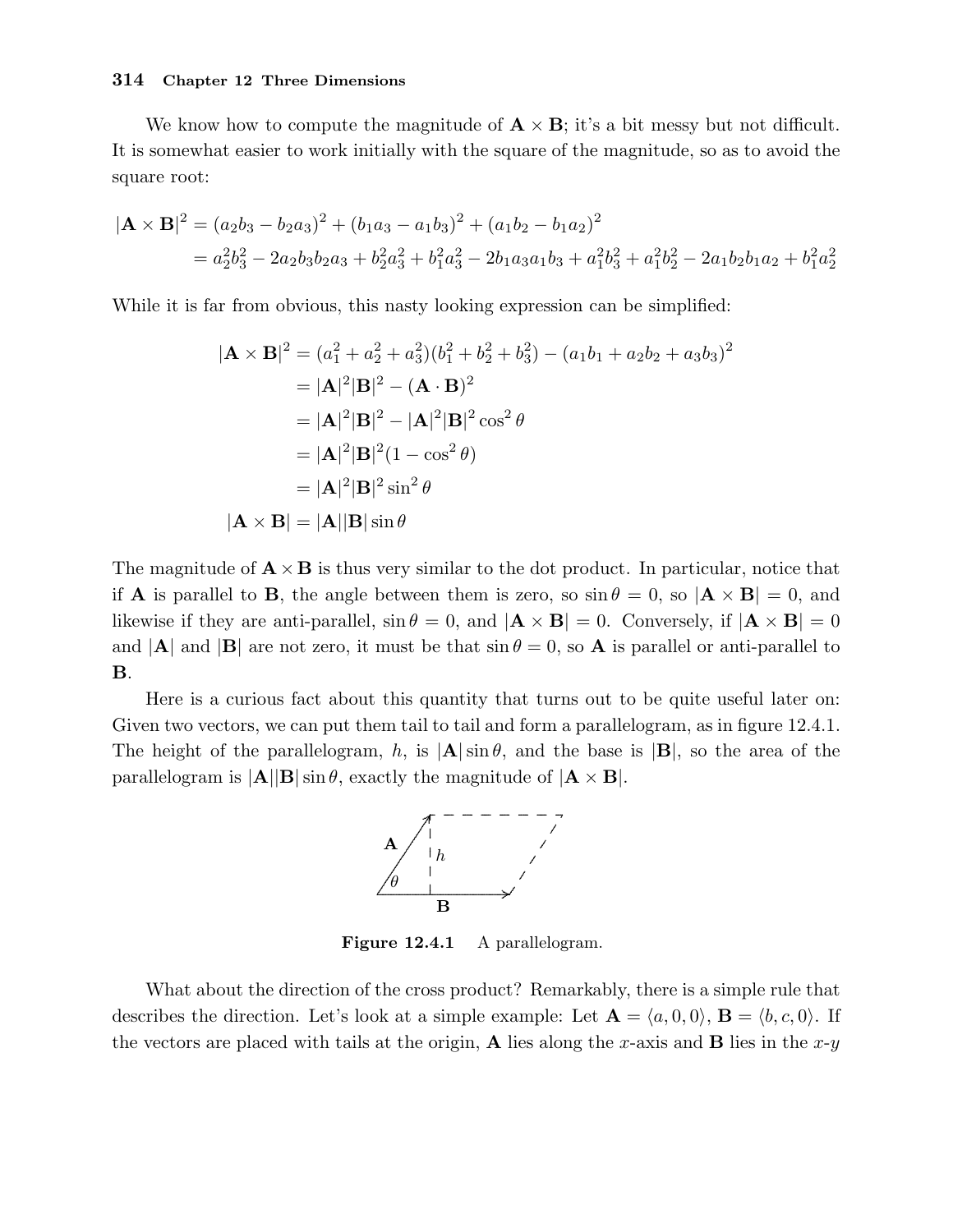We know how to compute the magnitude of $\mathbf{A} \times \mathbf{B}$; it's a bit messy but not difficult. It is somewhat easier to work initially with the square of the magnitude, so as to avoid the square root:

$$
\begin{aligned}
|\mathbf{A} \times \mathbf{B}|^2 &= (a_2b_3 - b_2a_3)^2 + (b_1a_3 - a_1b_3)^2 + (a_1b_2 - b_1a_2)^2 \\
&= a_2^2b_3^2 - 2a_2b_3b_2a_3 + b_2^2a_3^2 + b_1^2a_3^2 - 2b_1a_3a_1b_3 + a_1^2b_3^2 + a_1^2b_2^2 - 2a_1b_2b_1a_2 + b_1^2a_2^2
\end{aligned}
$$

While it is far from obvious, this nasty looking expression can be simplified:

$$
\begin{aligned}
|\mathbf{A} \times \mathbf{B}|^2 &= (a_1^2 + a_2^2 + a_3^2)(b_1^2 + b_2^2 + b_3^2) - (a_1b_1 + a_2b_2 + a_3b_3)^2 \\
&= |\mathbf{A}|^2|\mathbf{B}|^2 - (\mathbf{A} \cdot \mathbf{B})^2 \\
&= |\mathbf{A}|^2|\mathbf{B}|^2 - |\mathbf{A}|^2|\mathbf{B}|^2 \cos^2\theta \\
&= |\mathbf{A}|^2|\mathbf{B}|^2(1 - \cos^2\theta) \\
&= |\mathbf{A}|^2|\mathbf{B}|^2 \sin^2\theta \\
|\mathbf{A} \times \mathbf{B}| &= |\mathbf{A}||\mathbf{B}|\sin\theta
\end{aligned}
$$

The magnitude of $\mathbf{A} \times \mathbf{B}$ is thus very similar to the dot product. In particular, notice that if $\mathbf{A}$ is parallel to $\mathbf{B}$, the angle between them is zero, so $\sin\theta = 0$, so $|\mathbf{A} \times \mathbf{B}| = 0$, and likewise if they are anti-parallel, $\sin\theta = 0$, and $|\mathbf{A} \times \mathbf{B}| = 0$. Conversely, if $|\mathbf{A} \times \mathbf{B}| = 0$ and $|\mathbf{A}|$ and $|\mathbf{B}|$ are not zero, it must be that $\sin\theta = 0$, so $\mathbf{A}$ is parallel or anti-parallel to $\mathbf{B}$.

Here is a curious fact about this quantity that turns out to be quite useful later on: Given two vectors, we can put them tail to tail and form a parallelogram, as in figure 12.4.1. The height of the parallelogram, $h$, is $|\mathbf{A}|\sin\theta$, and the base is $|\mathbf{B}|$, so the area of the parallelogram is $|\mathbf{A}||\mathbf{B}|\sin\theta$, exactly the magnitude of $|\mathbf{A} \times \mathbf{B}|$.

**Figure 12.4.1** A parallelogram.

What about the direction of the cross product? Remarkably, there is a simple rule that describes the direction. Let's look at a simple example: Let $\mathbf{A} = \langle a, 0, 0\rangle$, $\mathbf{B} = \langle b, c, 0\rangle$. If the vectors are placed with tails at the origin, $\mathbf{A}$ lies along the $x$-axis and $\mathbf{B}$ lies in the $x$-$y$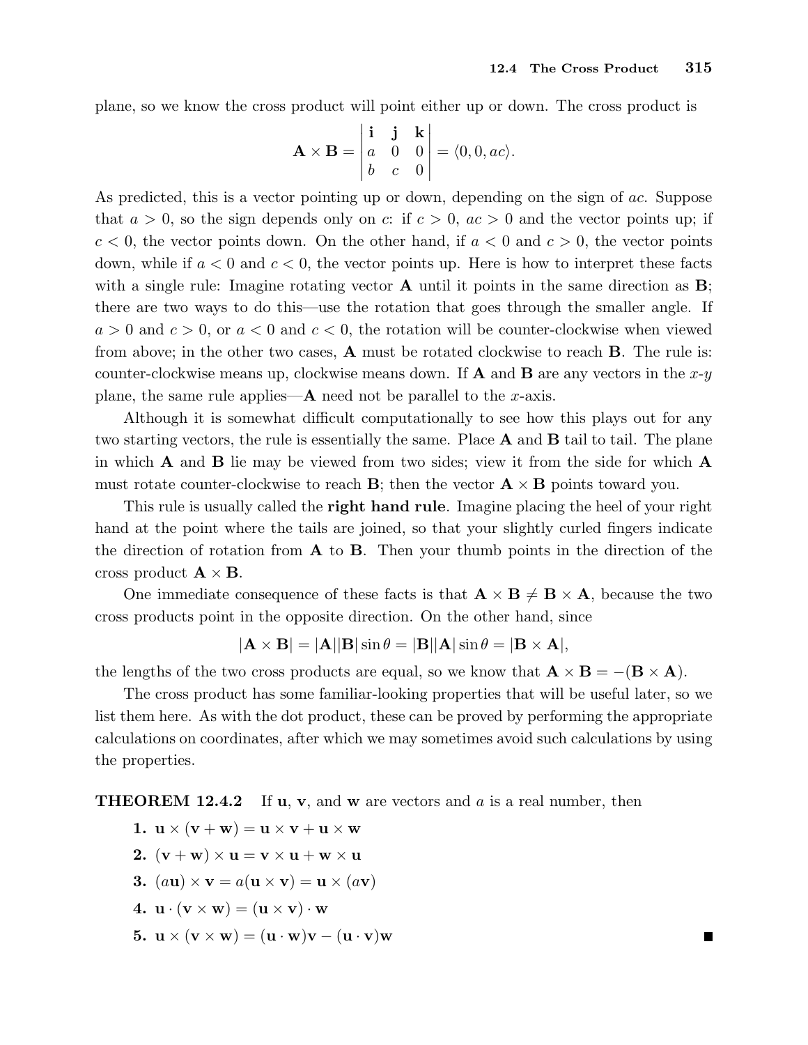plane, so we know the cross product will point either up or down. The cross product is

$$\mathbf{A}\times\mathbf{B} = \begin{vmatrix} \mathbf{i} & \mathbf{j} & \mathbf{k} \\ a & 0 & 0 \\ b & c & 0 \end{vmatrix} = \langle 0, 0, ac\rangle.$$

As predicted, this is a vector pointing up or down, depending on the sign of $ac$. Suppose that $a > 0$, so the sign depends only on $c$: if $c > 0$, $ac > 0$ and the vector points up; if $c < 0$, the vector points down. On the other hand, if $a < 0$ and $c > 0$, the vector points down, while if $a < 0$ and $c < 0$, the vector points up. Here is how to interpret these facts with a single rule: Imagine rotating vector $\mathbf{A}$ until it points in the same direction as $\mathbf{B}$; there are two ways to do this—use the rotation that goes through the smaller angle. If $a > 0$ and $c > 0$, or $a < 0$ and $c < 0$, the rotation will be counter-clockwise when viewed from above; in the other two cases, $\mathbf{A}$ must be rotated clockwise to reach $\mathbf{B}$. The rule is: counter-clockwise means up, clockwise means down. If $\mathbf{A}$ and $\mathbf{B}$ are any vectors in the $x$-$y$ plane, the same rule applies—$\mathbf{A}$ need not be parallel to the $x$-axis.

Although it is somewhat difficult computationally to see how this plays out for any two starting vectors, the rule is essentially the same. Place $\mathbf{A}$ and $\mathbf{B}$ tail to tail. The plane in which $\mathbf{A}$ and $\mathbf{B}$ lie may be viewed from two sides; view it from the side for which $\mathbf{A}$ must rotate counter-clockwise to reach $\mathbf{B}$; then the vector $\mathbf{A}\times\mathbf{B}$ points toward you.

This rule is usually called the **right hand rule**. Imagine placing the heel of your right hand at the point where the tails are joined, so that your slightly curled fingers indicate the direction of rotation from $\mathbf{A}$ to $\mathbf{B}$. Then your thumb points in the direction of the cross product $\mathbf{A}\times\mathbf{B}$.

One immediate consequence of these facts is that $\mathbf{A}\times\mathbf{B} \neq \mathbf{B}\times\mathbf{A}$, because the two cross products point in the opposite direction. On the other hand, since

$$|\mathbf{A}\times\mathbf{B}| = |\mathbf{A}||\mathbf{B}|\sin\theta = |\mathbf{B}||\mathbf{A}|\sin\theta = |\mathbf{B}\times\mathbf{A}|,$$

the lengths of the two cross products are equal, so we know that $\mathbf{A}\times\mathbf{B} = -(\mathbf{B}\times\mathbf{A})$.

The cross product has some familiar-looking properties that will be useful later, so we list them here. As with the dot product, these can be proved by performing the appropriate calculations on coordinates, after which we may sometimes avoid such calculations by using the properties.

**THEOREM 12.4.2** If $\mathbf{u}$, $\mathbf{v}$, and $\mathbf{w}$ are vectors and $a$ is a real number, then

1. $\mathbf{u}\times(\mathbf{v}+\mathbf{w}) = \mathbf{u}\times\mathbf{v} + \mathbf{u}\times\mathbf{w}$
2. $(\mathbf{v}+\mathbf{w})\times\mathbf{u} = \mathbf{v}\times\mathbf{u} + \mathbf{w}\times\mathbf{u}$
3. $(a\mathbf{u})\times\mathbf{v} = a(\mathbf{u}\times\mathbf{v}) = \mathbf{u}\times(a\mathbf{v})$
4. $\mathbf{u}\cdot(\mathbf{v}\times\mathbf{w}) = (\mathbf{u}\times\mathbf{v})\cdot\mathbf{w}$
5. $\mathbf{u}\times(\mathbf{v}\times\mathbf{w}) = (\mathbf{u}\cdot\mathbf{w})\mathbf{v} - (\mathbf{u}\cdot\mathbf{v})\mathbf{w}$

■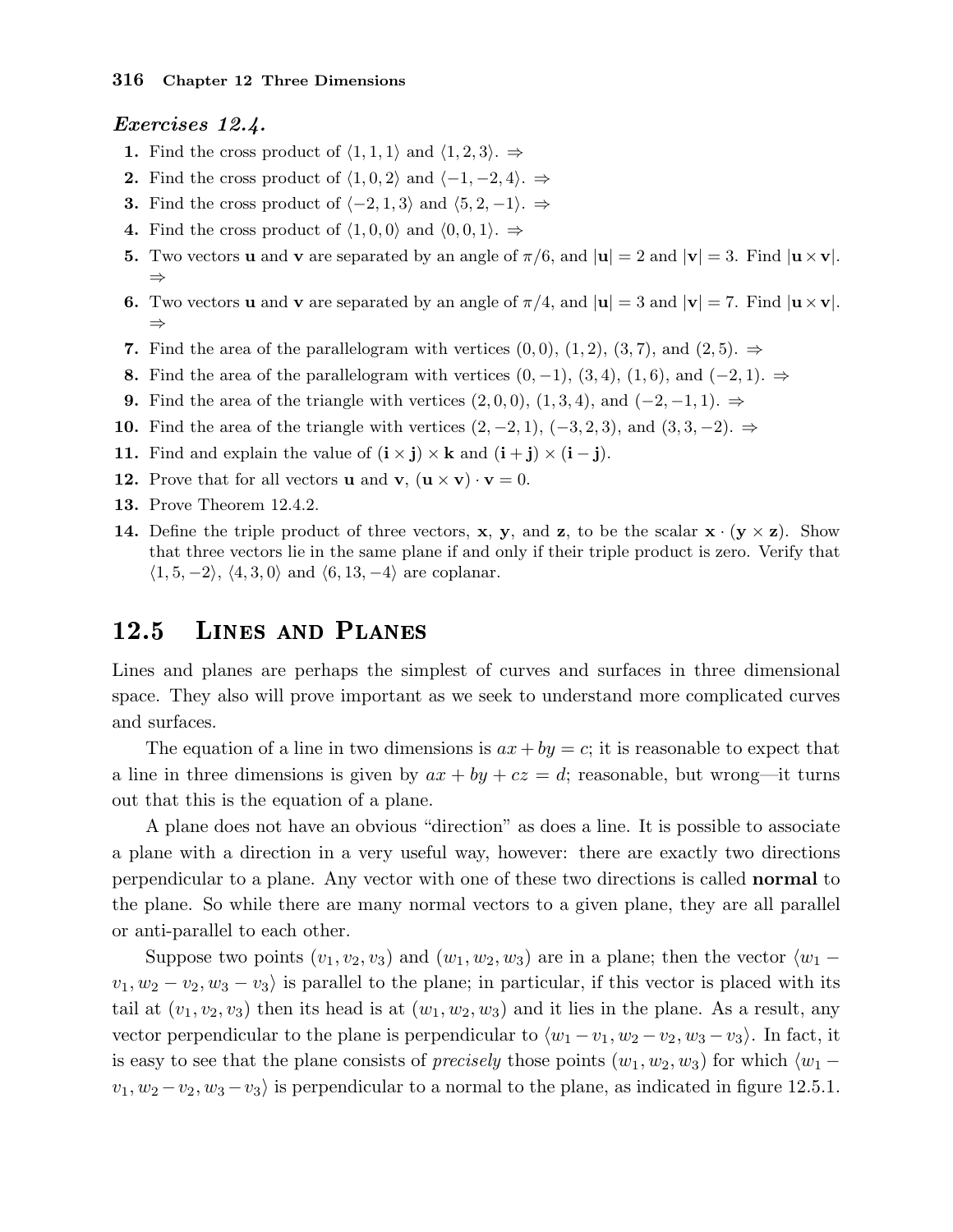### *Exercises 12.4.*

1. Find the cross product of $\langle 1,1,1\rangle$ and $\langle 1,2,3\rangle$. ⇒
2. Find the cross product of $\langle 1,0,2\rangle$ and $\langle -1,-2,4\rangle$. ⇒
3. Find the cross product of $\langle -2,1,3\rangle$ and $\langle 5,2,-1\rangle$. ⇒
4. Find the cross product of $\langle 1,0,0\rangle$ and $\langle 0,0,1\rangle$. ⇒
5. Two vectors $\mathbf{u}$ and $\mathbf{v}$ are separated by an angle of $\pi/6$, and $|\mathbf{u}|=2$ and $|\mathbf{v}|=3$. Find $|\mathbf{u}\times\mathbf{v}|$. ⇒
6. Two vectors $\mathbf{u}$ and $\mathbf{v}$ are separated by an angle of $\pi/4$, and $|\mathbf{u}|=3$ and $|\mathbf{v}|=7$. Find $|\mathbf{u}\times\mathbf{v}|$. ⇒
7. Find the area of the parallelogram with vertices $(0,0)$, $(1,2)$, $(3,7)$, and $(2,5)$. ⇒
8. Find the area of the parallelogram with vertices $(0,-1)$, $(3,4)$, $(1,6)$, and $(-2,1)$. ⇒
9. Find the area of the triangle with vertices $(2,0,0)$, $(1,3,4)$, and $(-2,-1,1)$. ⇒
10. Find the area of the triangle with vertices $(2,-2,1)$, $(-3,2,3)$, and $(3,3,-2)$. ⇒
11. Find and explain the value of $(\mathbf{i}\times\mathbf{j})\times\mathbf{k}$ and $(\mathbf{i}+\mathbf{j})\times(\mathbf{i}-\mathbf{j})$.
12. Prove that for all vectors $\mathbf{u}$ and $\mathbf{v}$, $(\mathbf{u}\times\mathbf{v})\cdot\mathbf{v}=0$.
13. Prove Theorem 12.4.2.
14. Define the triple product of three vectors, $\mathbf{x}$, $\mathbf{y}$, and $\mathbf{z}$, to be the scalar $\mathbf{x}\cdot(\mathbf{y}\times\mathbf{z})$. Show that three vectors lie in the same plane if and only if their triple product is zero. Verify that $\langle 1,5,-2\rangle$, $\langle 4,3,0\rangle$ and $\langle 6,13,-4\rangle$ are coplanar.

## 12.5 Lines and Planes

Lines and planes are perhaps the simplest of curves and surfaces in three dimensional space. They also will prove important as we seek to understand more complicated curves and surfaces.

The equation of a line in two dimensions is $ax+by=c$; it is reasonable to expect that a line in three dimensions is given by $ax+by+cz=d$; reasonable, but wrong—it turns out that this is the equation of a plane.

A plane does not have an obvious "direction" as does a line. It is possible to associate a plane with a direction in a very useful way, however: there are exactly two directions perpendicular to a plane. Any vector with one of these two directions is called **normal** to the plane. So while there are many normal vectors to a given plane, they are all parallel or anti-parallel to each other.

Suppose two points $(v_1,v_2,v_3)$ and $(w_1,w_2,w_3)$ are in a plane; then the vector $\langle w_1-v_1,w_2-v_2,w_3-v_3\rangle$ is parallel to the plane; in particular, if this vector is placed with its tail at $(v_1,v_2,v_3)$ then its head is at $(w_1,w_2,w_3)$ and it lies in the plane. As a result, any vector perpendicular to the plane is perpendicular to $\langle w_1-v_1,w_2-v_2,w_3-v_3\rangle$. In fact, it is easy to see that the plane consists of *precisely* those points $(w_1,w_2,w_3)$ for which $\langle w_1-v_1,w_2-v_2,w_3-v_3\rangle$ is perpendicular to a normal to the plane, as indicated in figure 12.5.1.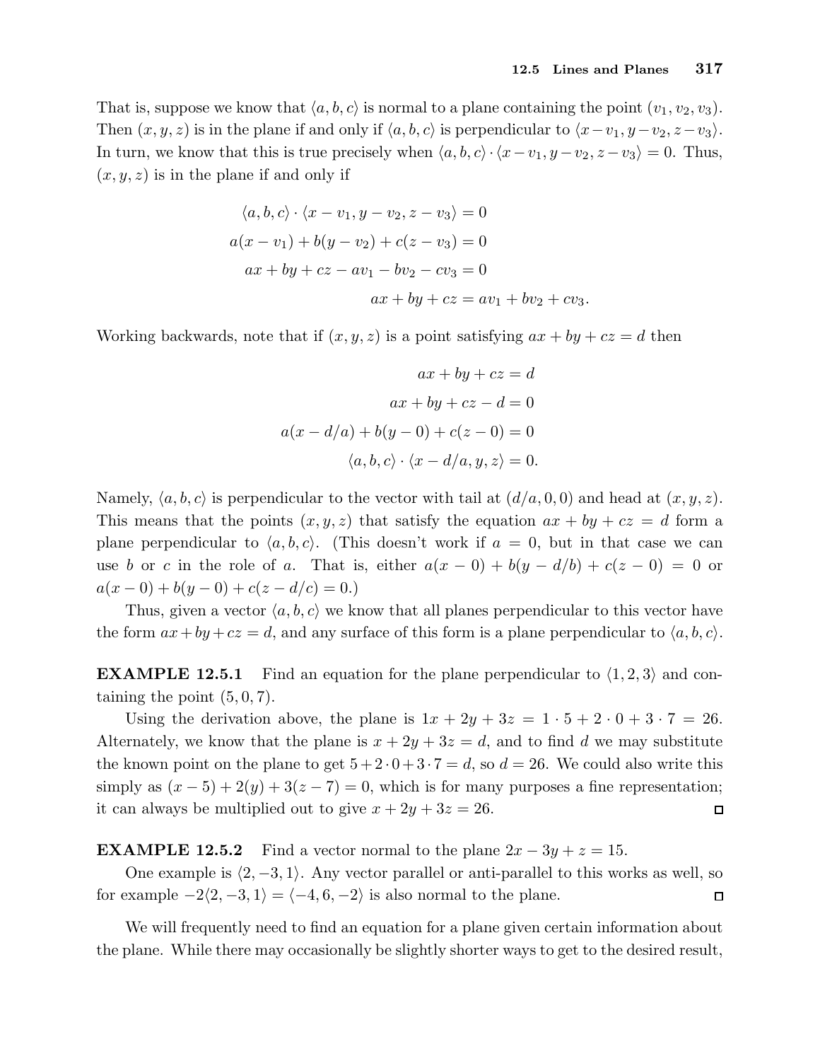That is, suppose we know that $\langle a, b, c\rangle$ is normal to a plane containing the point $(v_1, v_2, v_3)$. Then $(x, y, z)$ is in the plane if and only if $\langle a, b, c\rangle$ is perpendicular to $\langle x - v_1, y - v_2, z - v_3\rangle$. In turn, we know that this is true precisely when $\langle a, b, c\rangle \cdot \langle x - v_1, y - v_2, z - v_3\rangle = 0$. Thus, $(x, y, z)$ is in the plane if and only if

$$
\begin{aligned}
\langle a, b, c\rangle \cdot \langle x - v_1, y - v_2, z - v_3\rangle &= 0 \\
a(x - v_1) + b(y - v_2) + c(z - v_3) &= 0 \\
ax + by + cz - av_1 - bv_2 - cv_3 &= 0 \\
ax + by + cz &= av_1 + bv_2 + cv_3.
\end{aligned}
$$

Working backwards, note that if $(x, y, z)$ is a point satisfying $ax + by + cz = d$ then

$$
\begin{aligned}
ax + by + cz &= d \\
ax + by + cz - d &= 0 \\
a(x - d/a) + b(y - 0) + c(z - 0) &= 0 \\
\langle a, b, c\rangle \cdot \langle x - d/a, y, z\rangle &= 0.
\end{aligned}
$$

Namely, $\langle a, b, c\rangle$ is perpendicular to the vector with tail at $(d/a, 0, 0)$ and head at $(x, y, z)$. This means that the points $(x, y, z)$ that satisfy the equation $ax + by + cz = d$ form a plane perpendicular to $\langle a, b, c\rangle$. (This doesn't work if $a = 0$, but in that case we can use $b$ or $c$ in the role of $a$. That is, either $a(x - 0) + b(y - d/b) + c(z - 0) = 0$ or $a(x - 0) + b(y - 0) + c(z - d/c) = 0$.)

Thus, given a vector $\langle a, b, c\rangle$ we know that all planes perpendicular to this vector have the form $ax + by + cz = d$, and any surface of this form is a plane perpendicular to $\langle a, b, c\rangle$.

**EXAMPLE 12.5.1** Find an equation for the plane perpendicular to $\langle 1, 2, 3\rangle$ and containing the point $(5, 0, 7)$.

Using the derivation above, the plane is $1x + 2y + 3z = 1 \cdot 5 + 2 \cdot 0 + 3 \cdot 7 = 26$. Alternately, we know that the plane is $x + 2y + 3z = d$, and to find $d$ we may substitute the known point on the plane to get $5 + 2 \cdot 0 + 3 \cdot 7 = d$, so $d = 26$. We could also write this simply as $(x - 5) + 2(y) + 3(z - 7) = 0$, which is for many purposes a fine representation; it can always be multiplied out to give $x + 2y + 3z = 26$. □

**EXAMPLE 12.5.2** Find a vector normal to the plane $2x - 3y + z = 15$.

One example is $\langle 2, -3, 1\rangle$. Any vector parallel or anti-parallel to this works as well, so for example $-2\langle 2, -3, 1\rangle = \langle -4, 6, -2\rangle$ is also normal to the plane. □

We will frequently need to find an equation for a plane given certain information about the plane. While there may occasionally be slightly shorter ways to get to the desired result,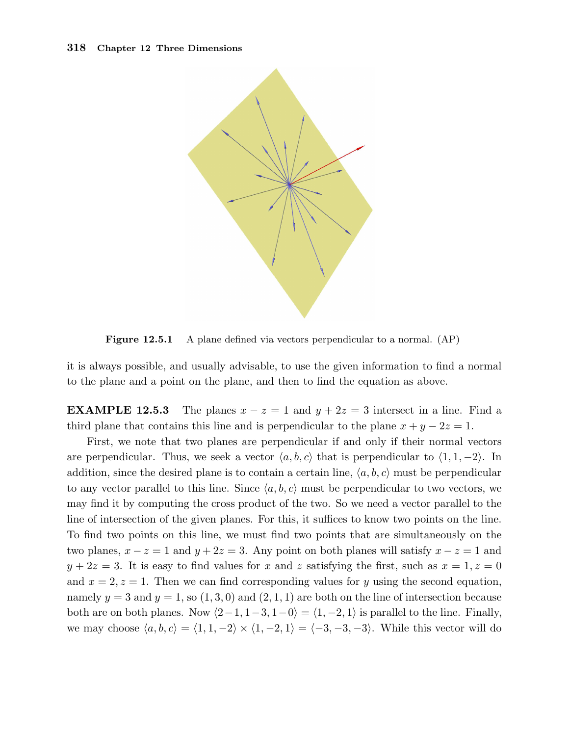**Figure 12.5.1** A plane defined via vectors perpendicular to a normal. (AP)

it is always possible, and usually advisable, to use the given information to find a normal to the plane and a point on the plane, and then to find the equation as above.

**EXAMPLE 12.5.3** The planes $x - z = 1$ and $y + 2z = 3$ intersect in a line. Find a third plane that contains this line and is perpendicular to the plane $x + y - 2z = 1$.

First, we note that two planes are perpendicular if and only if their normal vectors are perpendicular. Thus, we seek a vector $\langle a, b, c\rangle$ that is perpendicular to $\langle 1, 1, -2\rangle$. In addition, since the desired plane is to contain a certain line, $\langle a, b, c\rangle$ must be perpendicular to any vector parallel to this line. Since $\langle a, b, c\rangle$ must be perpendicular to two vectors, we may find it by computing the cross product of the two. So we need a vector parallel to the line of intersection of the given planes. For this, it suffices to know two points on the line. To find two points on this line, we must find two points that are simultaneously on the two planes, $x - z = 1$ and $y + 2z = 3$. Any point on both planes will satisfy $x - z = 1$ and $y + 2z = 3$. It is easy to find values for $x$ and $z$ satisfying the first, such as $x = 1, z = 0$ and $x = 2, z = 1$. Then we can find corresponding values for $y$ using the second equation, namely $y = 3$ and $y = 1$, so $(1, 3, 0)$ and $(2, 1, 1)$ are both on the line of intersection because both are on both planes. Now $\langle 2-1, 1-3, 1-0\rangle = \langle 1, -2, 1\rangle$ is parallel to the line. Finally, we may choose $\langle a, b, c\rangle = \langle 1, 1, -2\rangle \times \langle 1, -2, 1\rangle = \langle -3, -3, -3\rangle$. While this vector will do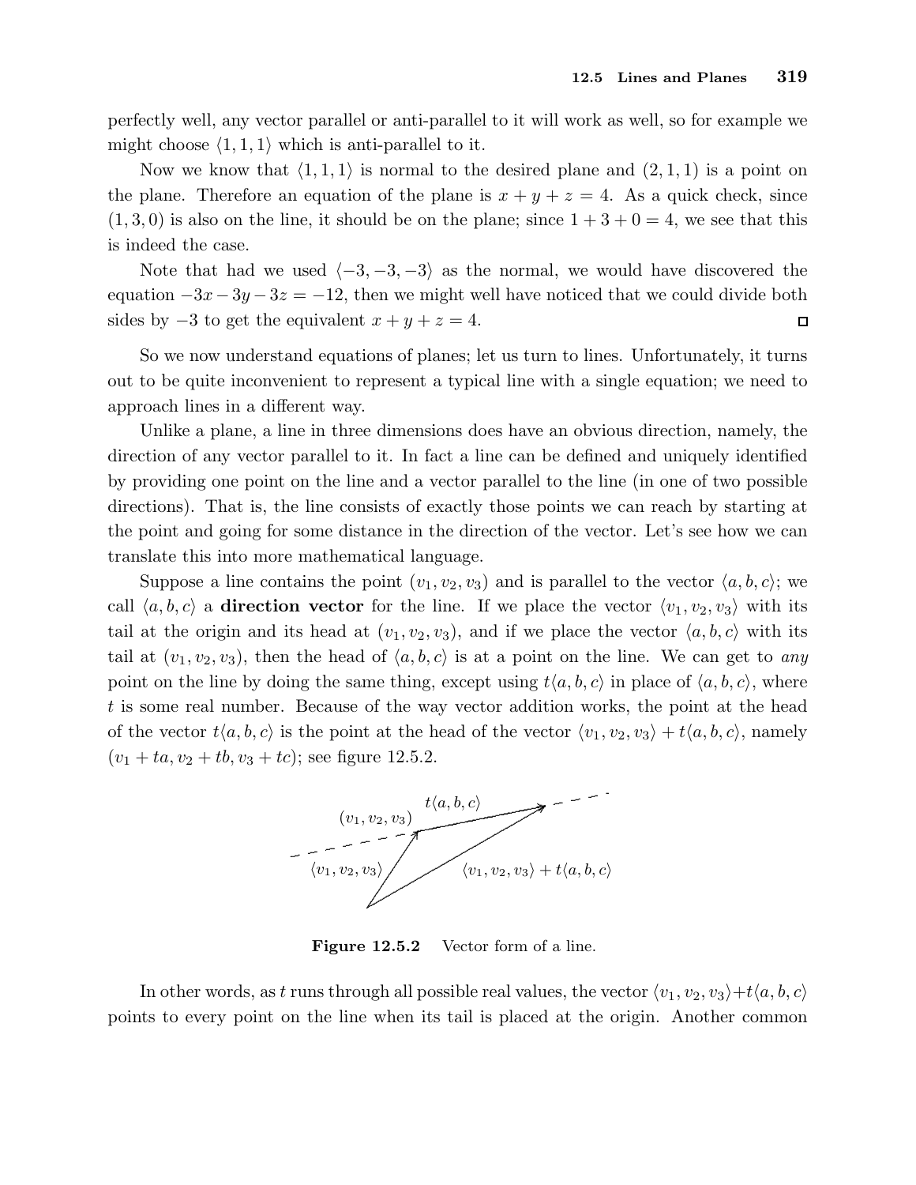perfectly well, any vector parallel or anti-parallel to it will work as well, so for example we might choose $\langle 1,1,1\rangle$ which is anti-parallel to it.

Now we know that $\langle 1,1,1\rangle$ is normal to the desired plane and $(2,1,1)$ is a point on the plane. Therefore an equation of the plane is $x+y+z=4$. As a quick check, since $(1,3,0)$ is also on the line, it should be on the plane; since $1+3+0=4$, we see that this is indeed the case.

Note that had we used $\langle -3,-3,-3\rangle$ as the normal, we would have discovered the equation $-3x-3y-3z=-12$, then we might well have noticed that we could divide both sides by $-3$ to get the equivalent $x+y+z=4$. □

So we now understand equations of planes; let us turn to lines. Unfortunately, it turns out to be quite inconvenient to represent a typical line with a single equation; we need to approach lines in a different way.

Unlike a plane, a line in three dimensions does have an obvious direction, namely, the direction of any vector parallel to it. In fact a line can be defined and uniquely identified by providing one point on the line and a vector parallel to the line (in one of two possible directions). That is, the line consists of exactly those points we can reach by starting at the point and going for some distance in the direction of the vector. Let's see how we can translate this into more mathematical language.

Suppose a line contains the point $(v_1,v_2,v_3)$ and is parallel to the vector $\langle a,b,c\rangle$; we call $\langle a,b,c\rangle$ a **direction vector** for the line. If we place the vector $\langle v_1,v_2,v_3\rangle$ with its tail at the origin and its head at $(v_1,v_2,v_3)$, and if we place the vector $\langle a,b,c\rangle$ with its tail at $(v_1,v_2,v_3)$, then the head of $\langle a,b,c\rangle$ is at a point on the line. We can get to *any* point on the line by doing the same thing, except using $t\langle a,b,c\rangle$ in place of $\langle a,b,c\rangle$, where $t$ is some real number. Because of the way vector addition works, the point at the head of the vector $t\langle a,b,c\rangle$ is the point at the head of the vector $\langle v_1,v_2,v_3\rangle + t\langle a,b,c\rangle$, namely $(v_1+ta, v_2+tb, v_3+tc)$; see figure 12.5.2.

**Figure 12.5.2** Vector form of a line.

In other words, as $t$ runs through all possible real values, the vector $\langle v_1,v_2,v_3\rangle + t\langle a,b,c\rangle$ points to every point on the line when its tail is placed at the origin. Another common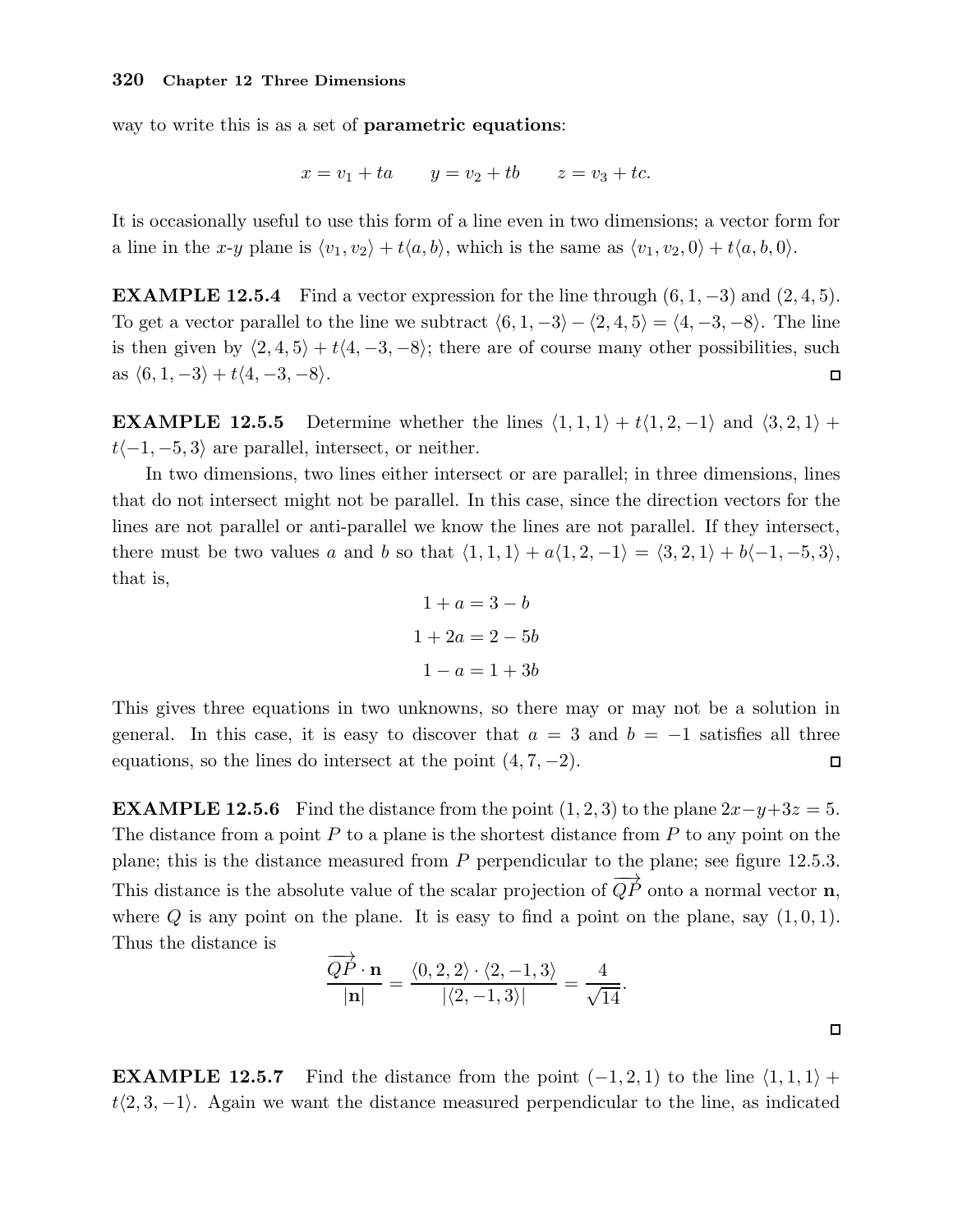way to write this is as a set of **parametric equations**:

$$x = v_1 + ta \qquad y = v_2 + tb \qquad z = v_3 + tc.$$

It is occasionally useful to use this form of a line even in two dimensions; a vector form for a line in the $x$-$y$ plane is $\langle v_1, v_2\rangle + t\langle a, b\rangle$, which is the same as $\langle v_1, v_2, 0\rangle + t\langle a, b, 0\rangle$.

**EXAMPLE 12.5.4** Find a vector expression for the line through $(6, 1, -3)$ and $(2, 4, 5)$. To get a vector parallel to the line we subtract $\langle 6, 1, -3\rangle - \langle 2, 4, 5\rangle = \langle 4, -3, -8\rangle$. The line is then given by $\langle 2, 4, 5\rangle + t\langle 4, -3, -8\rangle$; there are of course many other possibilities, such as $\langle 6, 1, -3\rangle + t\langle 4, -3, -8\rangle$. □

**EXAMPLE 12.5.5** Determine whether the lines $\langle 1, 1, 1\rangle + t\langle 1, 2, -1\rangle$ and $\langle 3, 2, 1\rangle + t\langle -1, -5, 3\rangle$ are parallel, intersect, or neither.

In two dimensions, two lines either intersect or are parallel; in three dimensions, lines that do not intersect might not be parallel. In this case, since the direction vectors for the lines are not parallel or anti-parallel we know the lines are not parallel. If they intersect, there must be two values $a$ and $b$ so that $\langle 1, 1, 1\rangle + a\langle 1, 2, -1\rangle = \langle 3, 2, 1\rangle + b\langle -1, -5, 3\rangle$, that is,

$$1 + a = 3 - b$$

$$1 + 2a = 2 - 5b$$

$$1 - a = 1 + 3b$$

This gives three equations in two unknowns, so there may or may not be a solution in general. In this case, it is easy to discover that $a = 3$ and $b = -1$ satisfies all three equations, so the lines do intersect at the point $(4, 7, -2)$. □

**EXAMPLE 12.5.6** Find the distance from the point $(1, 2, 3)$ to the plane $2x - y + 3z = 5$. The distance from a point $P$ to a plane is the shortest distance from $P$ to any point on the plane; this is the distance measured from $P$ perpendicular to the plane; see figure 12.5.3. This distance is the absolute value of the scalar projection of $\overrightarrow{QP}$ onto a normal vector $\mathbf{n}$, where $Q$ is any point on the plane. It is easy to find a point on the plane, say $(1, 0, 1)$. Thus the distance is

$$\frac{\overrightarrow{QP} \cdot \mathbf{n}}{|\mathbf{n}|} = \frac{\langle 0, 2, 2\rangle \cdot \langle 2, -1, 3\rangle}{|\langle 2, -1, 3\rangle|} = \frac{4}{\sqrt{14}}.$$

□

**EXAMPLE 12.5.7** Find the distance from the point $(-1, 2, 1)$ to the line $\langle 1, 1, 1\rangle + t\langle 2, 3, -1\rangle$. Again we want the distance measured perpendicular to the line, as indicated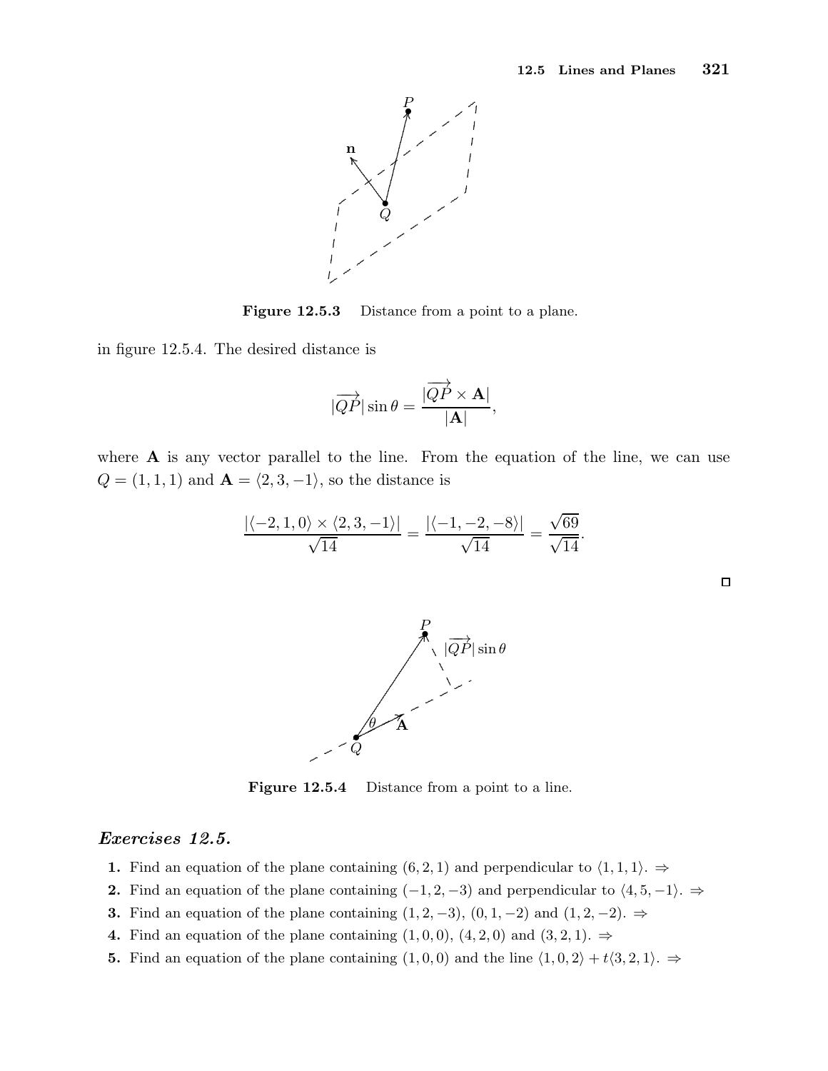Figure 12.5.3  Distance from a point to a plane.

in figure 12.5.4. The desired distance is

$$|\overrightarrow{QP}|\sin\theta = \frac{|\overrightarrow{QP}\times \mathbf{A}|}{|\mathbf{A}|},$$

where $\mathbf{A}$ is any vector parallel to the line. From the equation of the line, we can use $Q = (1, 1, 1)$ and $\mathbf{A} = \langle 2, 3, -1\rangle$, so the distance is

$$\frac{|\langle -2, 1, 0\rangle \times \langle 2, 3, -1\rangle|}{\sqrt{14}} = \frac{|\langle -1, -2, -8\rangle|}{\sqrt{14}} = \frac{\sqrt{69}}{\sqrt{14}}.$$

□

Figure 12.5.4  Distance from a point to a line.

### *Exercises 12.5.*

1. Find an equation of the plane containing $(6, 2, 1)$ and perpendicular to $\langle 1, 1, 1\rangle$. ⇒
2. Find an equation of the plane containing $(-1, 2, -3)$ and perpendicular to $\langle 4, 5, -1\rangle$. ⇒
3. Find an equation of the plane containing $(1, 2, -3)$, $(0, 1, -2)$ and $(1, 2, -2)$. ⇒
4. Find an equation of the plane containing $(1, 0, 0)$, $(4, 2, 0)$ and $(3, 2, 1)$. ⇒
5. Find an equation of the plane containing $(1, 0, 0)$ and the line $\langle 1, 0, 2\rangle + t\langle 3, 2, 1\rangle$. ⇒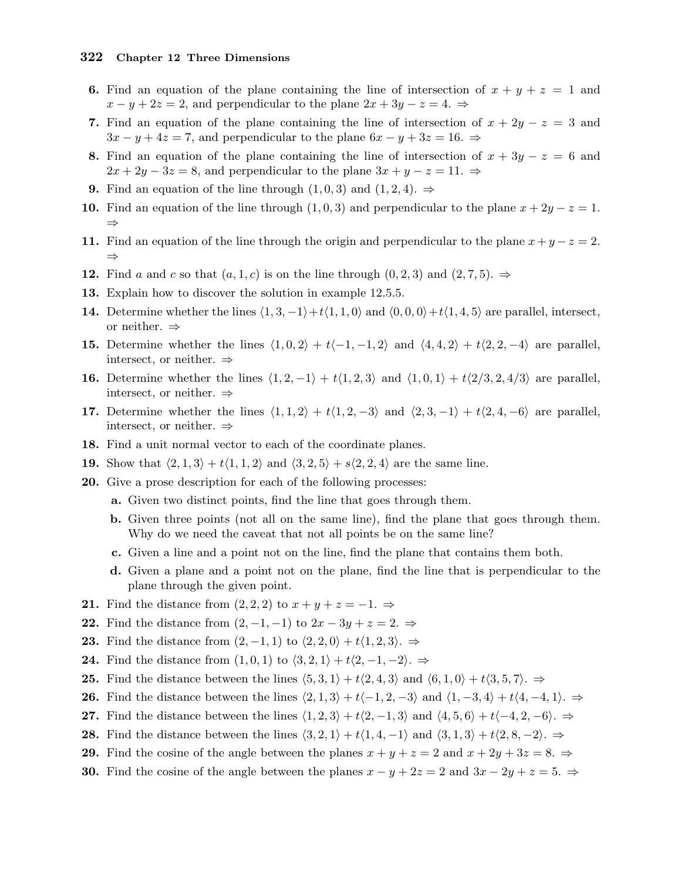**6.** Find an equation of the plane containing the line of intersection of $x + y + z = 1$ and $x - y + 2z = 2$, and perpendicular to the plane $2x + 3y - z = 4$. ⇒

**7.** Find an equation of the plane containing the line of intersection of $x + 2y - z = 3$ and $3x - y + 4z = 7$, and perpendicular to the plane $6x - y + 3z = 16$. ⇒

**8.** Find an equation of the plane containing the line of intersection of $x + 3y - z = 6$ and $2x + 2y - 3z = 8$, and perpendicular to the plane $3x + y - z = 11$. ⇒

**9.** Find an equation of the line through $(1, 0, 3)$ and $(1, 2, 4)$. ⇒

**10.** Find an equation of the line through $(1, 0, 3)$ and perpendicular to the plane $x + 2y - z = 1$. ⇒

**11.** Find an equation of the line through the origin and perpendicular to the plane $x + y - z = 2$. ⇒

**12.** Find $a$ and $c$ so that $(a, 1, c)$ is on the line through $(0, 2, 3)$ and $(2, 7, 5)$. ⇒

**13.** Explain how to discover the solution in example 12.5.5.

**14.** Determine whether the lines $\langle 1, 3, -1\rangle + t\langle 1, 1, 0\rangle$ and $\langle 0, 0, 0\rangle + t\langle 1, 4, 5\rangle$ are parallel, intersect, or neither. ⇒

**15.** Determine whether the lines $\langle 1, 0, 2\rangle + t\langle -1, -1, 2\rangle$ and $\langle 4, 4, 2\rangle + t\langle 2, 2, -4\rangle$ are parallel, intersect, or neither. ⇒

**16.** Determine whether the lines $\langle 1, 2, -1\rangle + t\langle 1, 2, 3\rangle$ and $\langle 1, 0, 1\rangle + t\langle 2/3, 2, 4/3\rangle$ are parallel, intersect, or neither. ⇒

**17.** Determine whether the lines $\langle 1, 1, 2\rangle + t\langle 1, 2, -3\rangle$ and $\langle 2, 3, -1\rangle + t\langle 2, 4, -6\rangle$ are parallel, intersect, or neither. ⇒

**18.** Find a unit normal vector to each of the coordinate planes.

**19.** Show that $\langle 2, 1, 3\rangle + t\langle 1, 1, 2\rangle$ and $\langle 3, 2, 5\rangle + s\langle 2, 2, 4\rangle$ are the same line.

**20.** Give a prose description for each of the following processes:

- **a.** Given two distinct points, find the line that goes through them.
- **b.** Given three points (not all on the same line), find the plane that goes through them. Why do we need the caveat that not all points be on the same line?
- **c.** Given a line and a point not on the line, find the plane that contains them both.
- **d.** Given a plane and a point not on the plane, find the line that is perpendicular to the plane through the given point.

**21.** Find the distance from $(2, 2, 2)$ to $x + y + z = -1$. ⇒

**22.** Find the distance from $(2, -1, -1)$ to $2x - 3y + z = 2$. ⇒

**23.** Find the distance from $(2, -1, 1)$ to $\langle 2, 2, 0\rangle + t\langle 1, 2, 3\rangle$. ⇒

**24.** Find the distance from $(1, 0, 1)$ to $\langle 3, 2, 1\rangle + t\langle 2, -1, -2\rangle$. ⇒

**25.** Find the distance between the lines $\langle 5, 3, 1\rangle + t\langle 2, 4, 3\rangle$ and $\langle 6, 1, 0\rangle + t\langle 3, 5, 7\rangle$. ⇒

**26.** Find the distance between the lines $\langle 2, 1, 3\rangle + t\langle -1, 2, -3\rangle$ and $\langle 1, -3, 4\rangle + t\langle 4, -4, 1\rangle$. ⇒

**27.** Find the distance between the lines $\langle 1, 2, 3\rangle + t\langle 2, -1, 3\rangle$ and $\langle 4, 5, 6\rangle + t\langle -4, 2, -6\rangle$. ⇒

**28.** Find the distance between the lines $\langle 3, 2, 1\rangle + t\langle 1, 4, -1\rangle$ and $\langle 3, 1, 3\rangle + t\langle 2, 8, -2\rangle$. ⇒

**29.** Find the cosine of the angle between the planes $x + y + z = 2$ and $x + 2y + 3z = 8$. ⇒

**30.** Find the cosine of the angle between the planes $x - y + 2z = 2$ and $3x - 2y + z = 5$. ⇒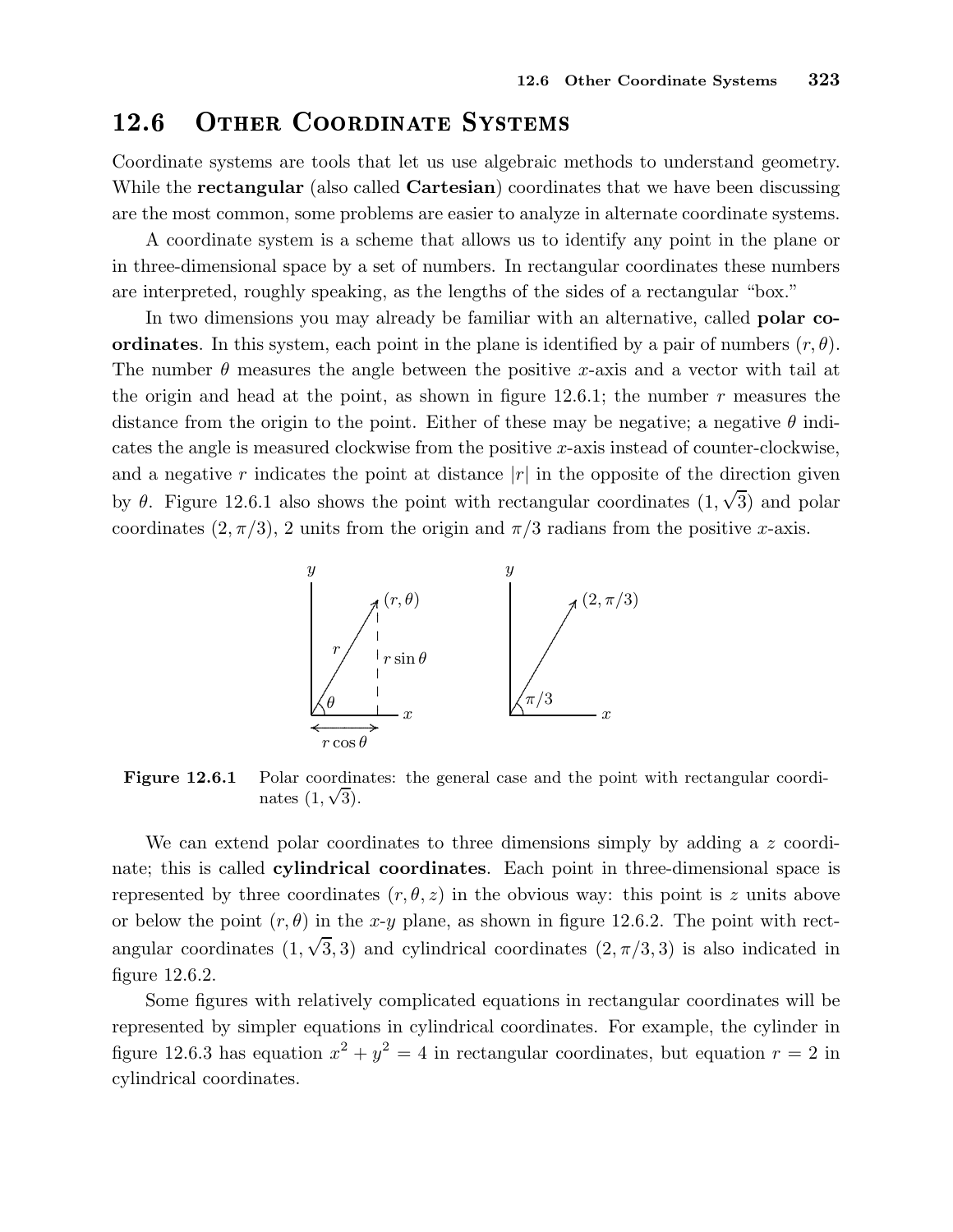## 12.6 Other Coordinate Systems

Coordinate systems are tools that let us use algebraic methods to understand geometry. While the **rectangular** (also called **Cartesian**) coordinates that we have been discussing are the most common, some problems are easier to analyze in alternate coordinate systems.

A coordinate system is a scheme that allows us to identify any point in the plane or in three-dimensional space by a set of numbers. In rectangular coordinates these numbers are interpreted, roughly speaking, as the lengths of the sides of a rectangular "box."

In two dimensions you may already be familiar with an alternative, called **polar coordinates**. In this system, each point in the plane is identified by a pair of numbers $(r, \theta)$. The number $\theta$ measures the angle between the positive $x$-axis and a vector with tail at the origin and head at the point, as shown in figure 12.6.1; the number $r$ measures the distance from the origin to the point. Either of these may be negative; a negative $\theta$ indicates the angle is measured clockwise from the positive $x$-axis instead of counter-clockwise, and a negative $r$ indicates the point at distance $|r|$ in the opposite of the direction given by $\theta$. Figure 12.6.1 also shows the point with rectangular coordinates $(1, \sqrt{3})$ and polar coordinates $(2, \pi/3)$, 2 units from the origin and $\pi/3$ radians from the positive $x$-axis.

**Figure 12.6.1** Polar coordinates: the general case and the point with rectangular coordinates $(1, \sqrt{3})$.

We can extend polar coordinates to three dimensions simply by adding a $z$ coordinate; this is called **cylindrical coordinates**. Each point in three-dimensional space is represented by three coordinates $(r, \theta, z)$ in the obvious way: this point is $z$ units above or below the point $(r, \theta)$ in the $x$-$y$ plane, as shown in figure 12.6.2. The point with rectangular coordinates $(1, \sqrt{3}, 3)$ and cylindrical coordinates $(2, \pi/3, 3)$ is also indicated in figure 12.6.2.

Some figures with relatively complicated equations in rectangular coordinates will be represented by simpler equations in cylindrical coordinates. For example, the cylinder in figure 12.6.3 has equation $x^2 + y^2 = 4$ in rectangular coordinates, but equation $r = 2$ in cylindrical coordinates.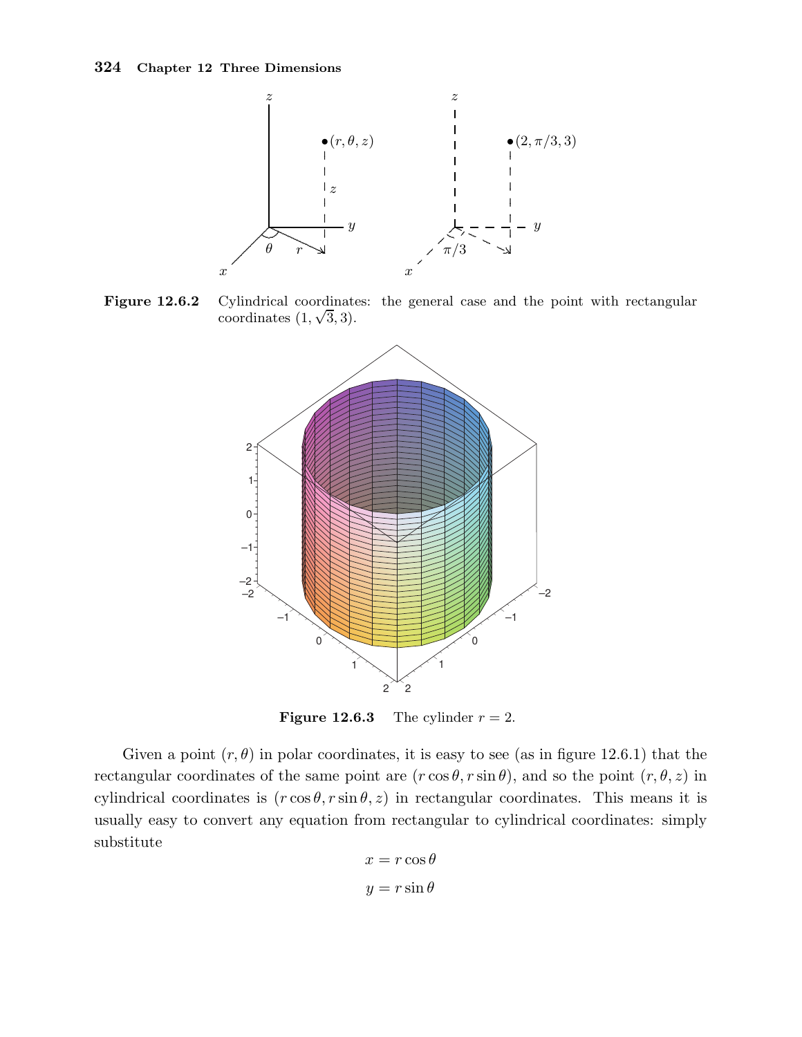**Figure 12.6.2** Cylindrical coordinates: the general case and the point with rectangular coordinates $(1, \sqrt{3}, 3)$.

**Figure 12.6.3** The cylinder $r = 2$.

Given a point $(r, \theta)$ in polar coordinates, it is easy to see (as in figure 12.6.1) that the rectangular coordinates of the same point are $(r\cos\theta, r\sin\theta)$, and so the point $(r, \theta, z)$ in cylindrical coordinates is $(r\cos\theta, r\sin\theta, z)$ in rectangular coordinates. This means it is usually easy to convert any equation from rectangular to cylindrical coordinates: simply substitute

$$x = r\cos\theta$$

$$y = r\sin\theta$$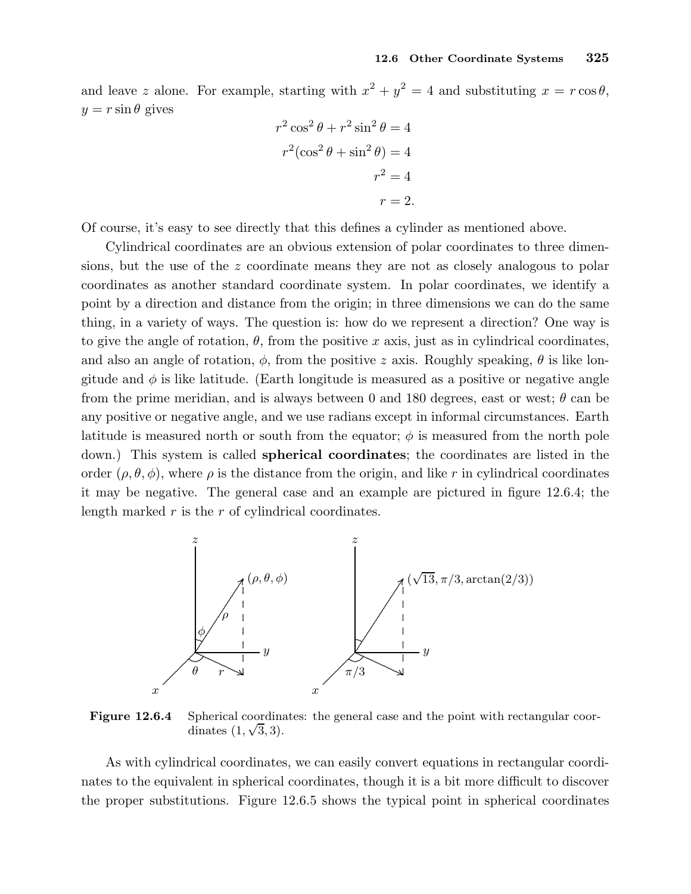and leave $z$ alone. For example, starting with $x^2 + y^2 = 4$ and substituting $x = r\cos\theta$, $y = r\sin\theta$ gives

$$\begin{aligned}
r^2\cos^2\theta + r^2\sin^2\theta &= 4 \\
r^2(\cos^2\theta + \sin^2\theta) &= 4 \\
r^2 &= 4 \\
r &= 2.
\end{aligned}$$

Of course, it's easy to see directly that this defines a cylinder as mentioned above.

Cylindrical coordinates are an obvious extension of polar coordinates to three dimensions, but the use of the $z$ coordinate means they are not as closely analogous to polar coordinates as another standard coordinate system. In polar coordinates, we identify a point by a direction and distance from the origin; in three dimensions we can do the same thing, in a variety of ways. The question is: how do we represent a direction? One way is to give the angle of rotation, $\theta$, from the positive $x$ axis, just as in cylindrical coordinates, and also an angle of rotation, $\phi$, from the positive $z$ axis. Roughly speaking, $\theta$ is like longitude and $\phi$ is like latitude. (Earth longitude is measured as a positive or negative angle from the prime meridian, and is always between 0 and 180 degrees, east or west; $\theta$ can be any positive or negative angle, and we use radians except in informal circumstances. Earth latitude is measured north or south from the equator; $\phi$ is measured from the north pole down.) This system is called **spherical coordinates**; the coordinates are listed in the order $(\rho, \theta, \phi)$, where $\rho$ is the distance from the origin, and like $r$ in cylindrical coordinates it may be negative. The general case and an example are pictured in figure 12.6.4; the length marked $r$ is the $r$ of cylindrical coordinates.

**Figure 12.6.4** Spherical coordinates: the general case and the point with rectangular coordinates $(1, \sqrt{3}, 3)$.

As with cylindrical coordinates, we can easily convert equations in rectangular coordinates to the equivalent in spherical coordinates, though it is a bit more difficult to discover the proper substitutions. Figure 12.6.5 shows the typical point in spherical coordinates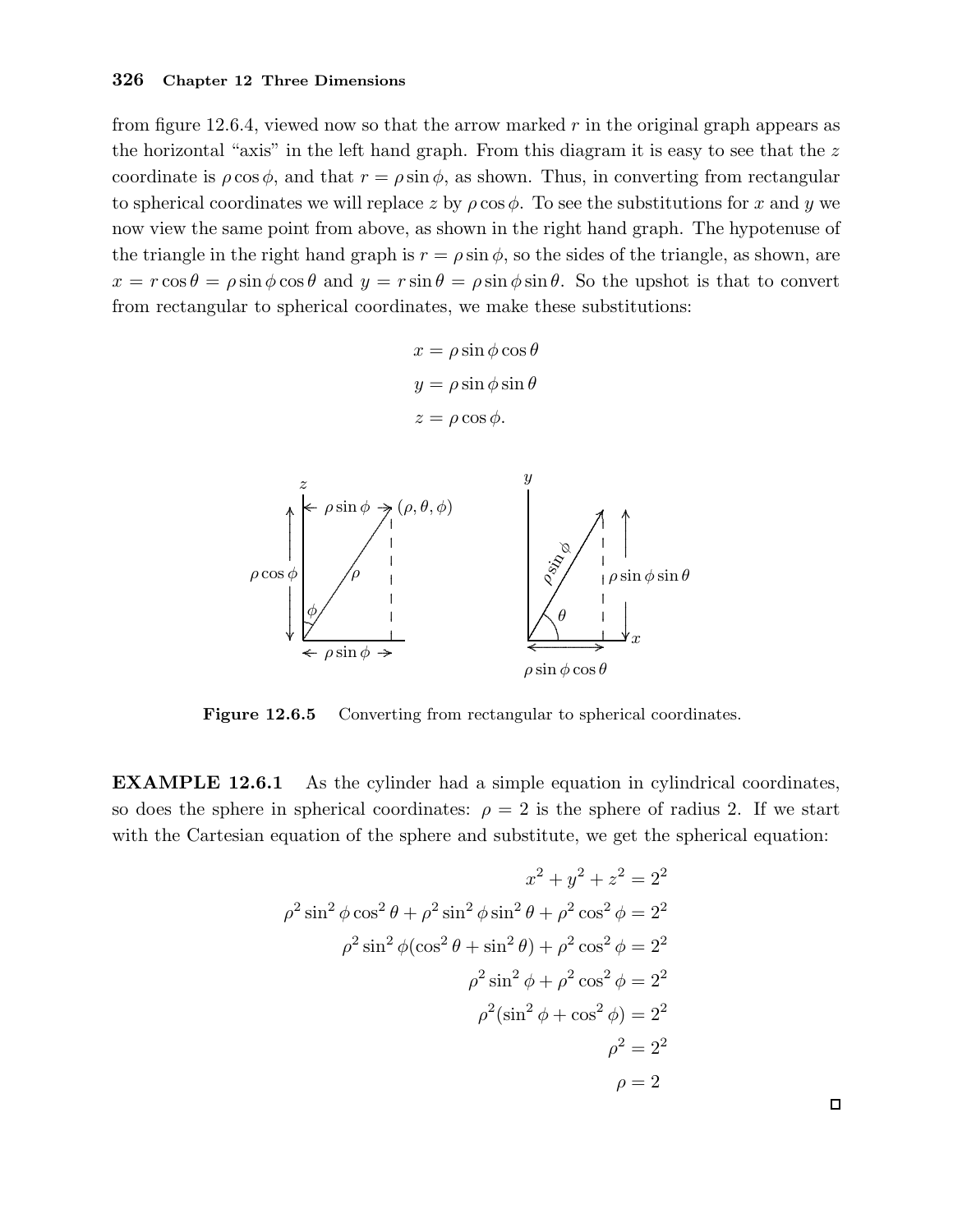from figure 12.6.4, viewed now so that the arrow marked $r$ in the original graph appears as the horizontal "axis" in the left hand graph. From this diagram it is easy to see that the $z$ coordinate is $\rho \cos \phi$, and that $r = \rho \sin \phi$, as shown. Thus, in converting from rectangular to spherical coordinates we will replace $z$ by $\rho \cos \phi$. To see the substitutions for $x$ and $y$ we now view the same point from above, as shown in the right hand graph. The hypotenuse of the triangle in the right hand graph is $r = \rho \sin \phi$, so the sides of the triangle, as shown, are $x = r \cos \theta = \rho \sin \phi \cos \theta$ and $y = r \sin \theta = \rho \sin \phi \sin \theta$. So the upshot is that to convert from rectangular to spherical coordinates, we make these substitutions:

$$x = \rho \sin \phi \cos \theta$$
$$y = \rho \sin \phi \sin \theta$$
$$z = \rho \cos \phi.$$

**Figure 12.6.5** Converting from rectangular to spherical coordinates.

**EXAMPLE 12.6.1** As the cylinder had a simple equation in cylindrical coordinates, so does the sphere in spherical coordinates: $\rho = 2$ is the sphere of radius 2. If we start with the Cartesian equation of the sphere and substitute, we get the spherical equation:

$$\begin{aligned}
x^2 + y^2 + z^2 &= 2^2 \\
\rho^2 \sin^2 \phi \cos^2 \theta + \rho^2 \sin^2 \phi \sin^2 \theta + \rho^2 \cos^2 \phi &= 2^2 \\
\rho^2 \sin^2 \phi (\cos^2 \theta + \sin^2 \theta) + \rho^2 \cos^2 \phi &= 2^2 \\
\rho^2 \sin^2 \phi + \rho^2 \cos^2 \phi &= 2^2 \\
\rho^2 (\sin^2 \phi + \cos^2 \phi) &= 2^2 \\
\rho^2 &= 2^2 \\
\rho &= 2
\end{aligned}$$

□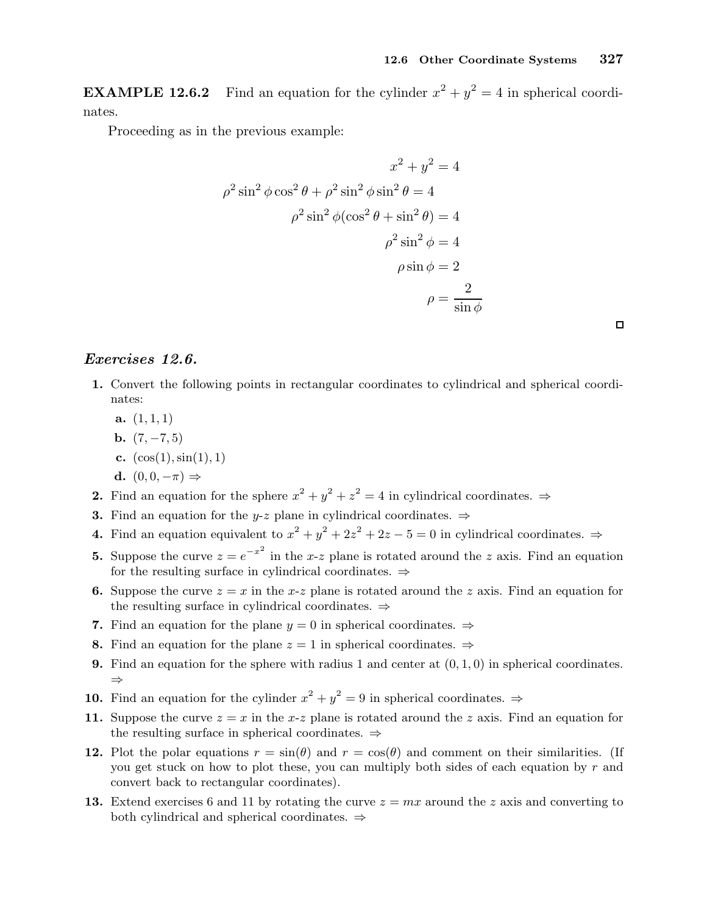**EXAMPLE 12.6.2** Find an equation for the cylinder $x^2 + y^2 = 4$ in spherical coordinates.

Proceeding as in the previous example:

$$
\begin{aligned}
x^2 + y^2 &= 4 \\
\rho^2 \sin^2 \phi \cos^2 \theta + \rho^2 \sin^2 \phi \sin^2 \theta &= 4 \\
\rho^2 \sin^2 \phi (\cos^2 \theta + \sin^2 \theta) &= 4 \\
\rho^2 \sin^2 \phi &= 4 \\
\rho \sin \phi &= 2 \\
\rho &= \frac{2}{\sin \phi}
\end{aligned}
$$

□

## *Exercises 12.6.*

**1.** Convert the following points in rectangular coordinates to cylindrical and spherical coordinates:

**a.** $(1, 1, 1)$

**b.** $(7, -7, 5)$

**c.** $(\cos(1), \sin(1), 1)$

**d.** $(0, 0, -\pi)$ ⇒

**2.** Find an equation for the sphere $x^2 + y^2 + z^2 = 4$ in cylindrical coordinates. ⇒

**3.** Find an equation for the $y$-$z$ plane in cylindrical coordinates. ⇒

**4.** Find an equation equivalent to $x^2 + y^2 + 2z^2 + 2z - 5 = 0$ in cylindrical coordinates. ⇒

**5.** Suppose the curve $z = e^{-x^2}$ in the $x$-$z$ plane is rotated around the $z$ axis. Find an equation for the resulting surface in cylindrical coordinates. ⇒

**6.** Suppose the curve $z = x$ in the $x$-$z$ plane is rotated around the $z$ axis. Find an equation for the resulting surface in cylindrical coordinates. ⇒

**7.** Find an equation for the plane $y = 0$ in spherical coordinates. ⇒

**8.** Find an equation for the plane $z = 1$ in spherical coordinates. ⇒

**9.** Find an equation for the sphere with radius 1 and center at $(0, 1, 0)$ in spherical coordinates. ⇒

**10.** Find an equation for the cylinder $x^2 + y^2 = 9$ in spherical coordinates. ⇒

**11.** Suppose the curve $z = x$ in the $x$-$z$ plane is rotated around the $z$ axis. Find an equation for the resulting surface in spherical coordinates. ⇒

**12.** Plot the polar equations $r = \sin(\theta)$ and $r = \cos(\theta)$ and comment on their similarities. (If you get stuck on how to plot these, you can multiply both sides of each equation by $r$ and convert back to rectangular coordinates).

**13.** Extend exercises 6 and 11 by rotating the curve $z = mx$ around the $z$ axis and converting to both cylindrical and spherical coordinates. ⇒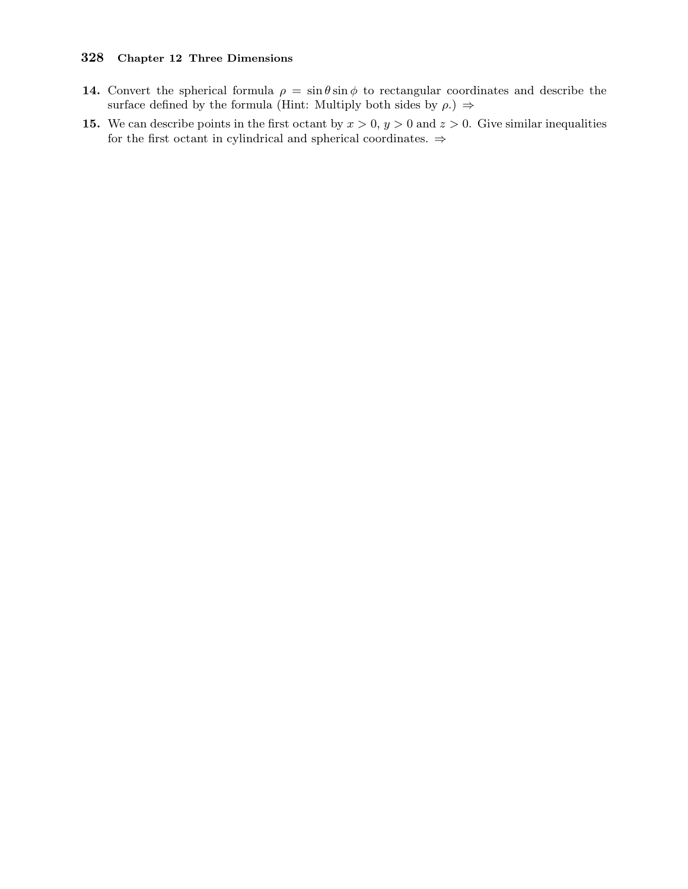**14.** Convert the spherical formula $\rho = \sin\theta \sin\phi$ to rectangular coordinates and describe the surface defined by the formula (Hint: Multiply both sides by $\rho$.) $\Rightarrow$

**15.** We can describe points in the first octant by $x > 0$, $y > 0$ and $z > 0$. Give similar inequalities for the first octant in cylindrical and spherical coordinates. $\Rightarrow$